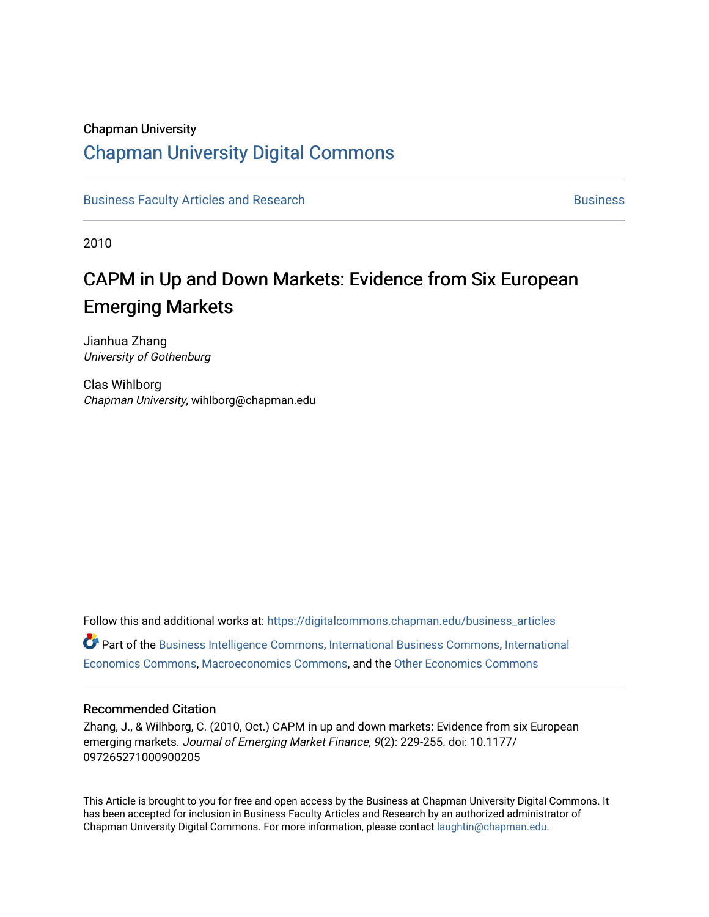Chapman University

## Chapman University Digital Commons

Business Faculty Articles and Research — Business

2010

# CAPM in Up and Down Markets: Evidence from Six European Emerging Markets

Jianhua Zhang
*University of Gothenburg*

Clas Wihlborg
*Chapman University*, wihlborg@chapman.edu

Follow this and additional works at: https://digitalcommons.chapman.edu/business_articles

Part of the Business Intelligence Commons, International Business Commons, International Economics Commons, Macroeconomics Commons, and the Other Economics Commons

### Recommended Citation

Zhang, J., & Wihlborg, C. (2010, Oct.) CAPM in up and down markets: Evidence from six European emerging markets. *Journal of Emerging Market Finance, 9*(2): 229-255. doi: 10.1177/097265271000900205

This Article is brought to you for free and open access by the Business at Chapman University Digital Commons. It has been accepted for inclusion in Business Faculty Articles and Research by an authorized administrator of Chapman University Digital Commons. For more information, please contact laughtin@chapman.edu.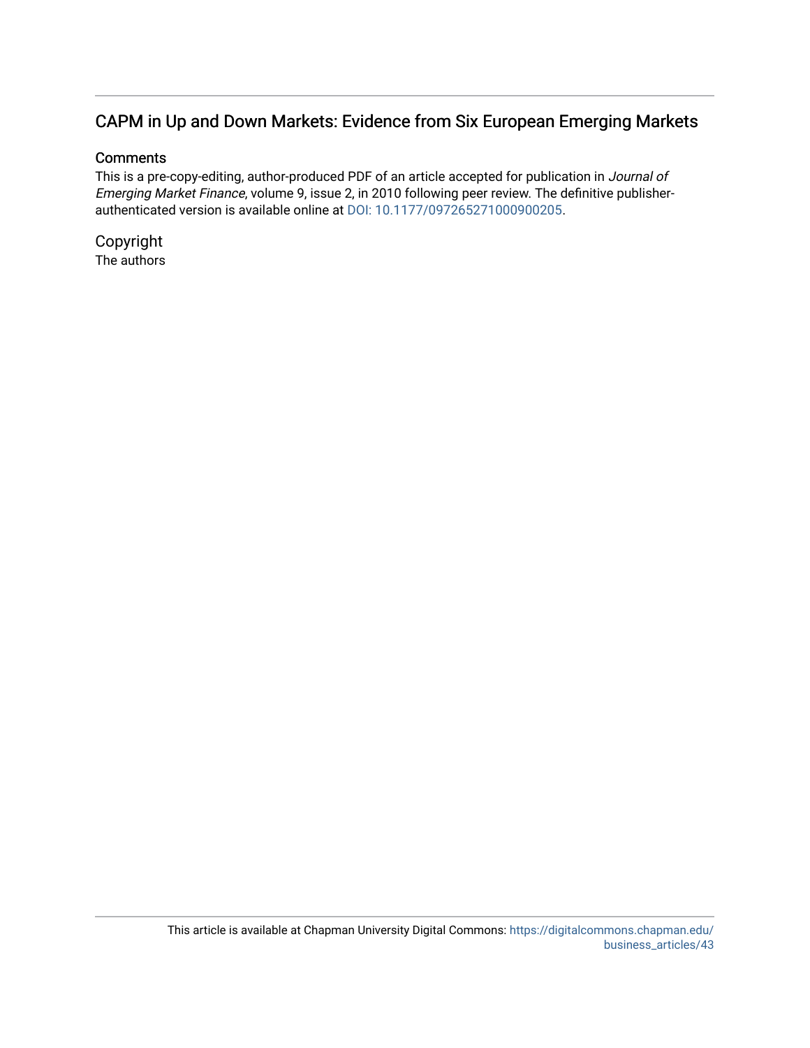## CAPM in Up and Down Markets: Evidence from Six European Emerging Markets

### Comments

This is a pre-copy-editing, author-produced PDF of an article accepted for publication in *Journal of Emerging Market Finance*, volume 9, issue 2, in 2010 following peer review. The definitive publisher-authenticated version is available online at DOI: 10.1177/097265271000900205.

### Copyright

The authors

This article is available at Chapman University Digital Commons: https://digitalcommons.chapman.edu/business_articles/43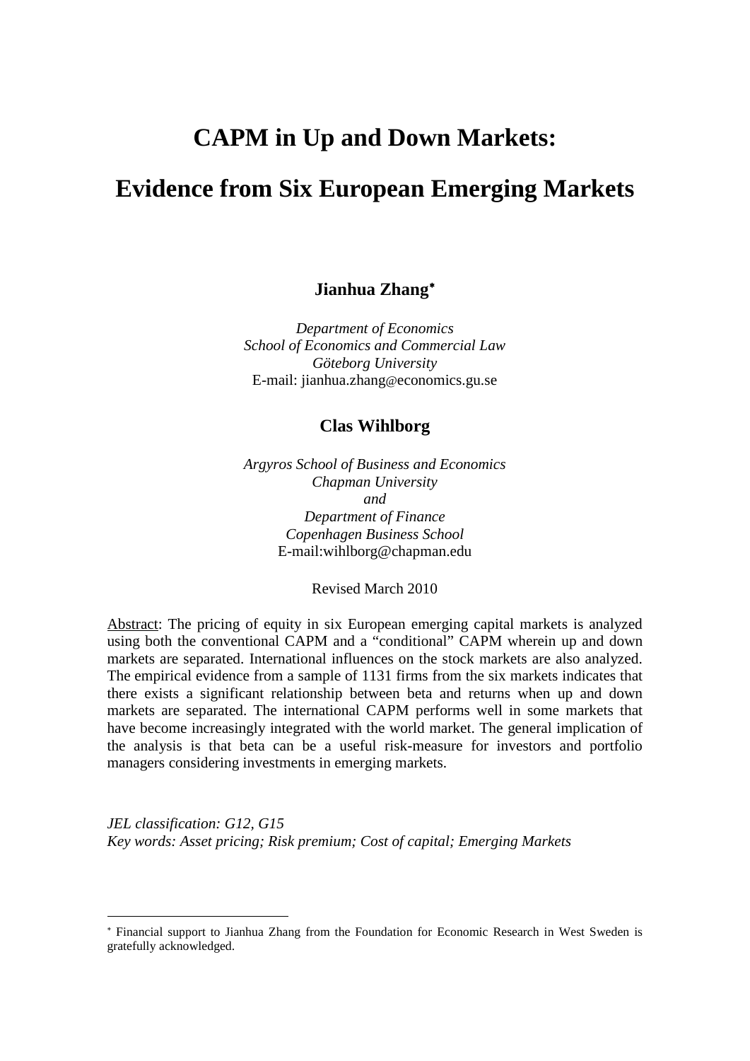# CAPM in Up and Down Markets:

# Evidence from Six European Emerging Markets

**Jianhua Zhang**[*]

*Department of Economics*
*School of Economics and Commercial Law*
*Göteborg University*
E-mail: jianhua.zhang@economics.gu.se

**Clas Wihlborg**

*Argyros School of Business and Economics*
*Chapman University*
*and*
*Department of Finance*
*Copenhagen Business School*
E-mail:wihlborg@chapman.edu

Revised March 2010

Abstract: The pricing of equity in six European emerging capital markets is analyzed using both the conventional CAPM and a "conditional" CAPM wherein up and down markets are separated. International influences on the stock markets are also analyzed. The empirical evidence from a sample of 1131 firms from the six markets indicates that there exists a significant relationship between beta and returns when up and down markets are separated. The international CAPM performs well in some markets that have become increasingly integrated with the world market. The general implication of the analysis is that beta can be a useful risk-measure for investors and portfolio managers considering investments in emerging markets.

*JEL classification: G12, G15*
*Key words: Asset pricing; Risk premium; Cost of capital; Emerging Markets*

---

[*] Financial support to Jianhua Zhang from the Foundation for Economic Research in West Sweden is gratefully acknowledged.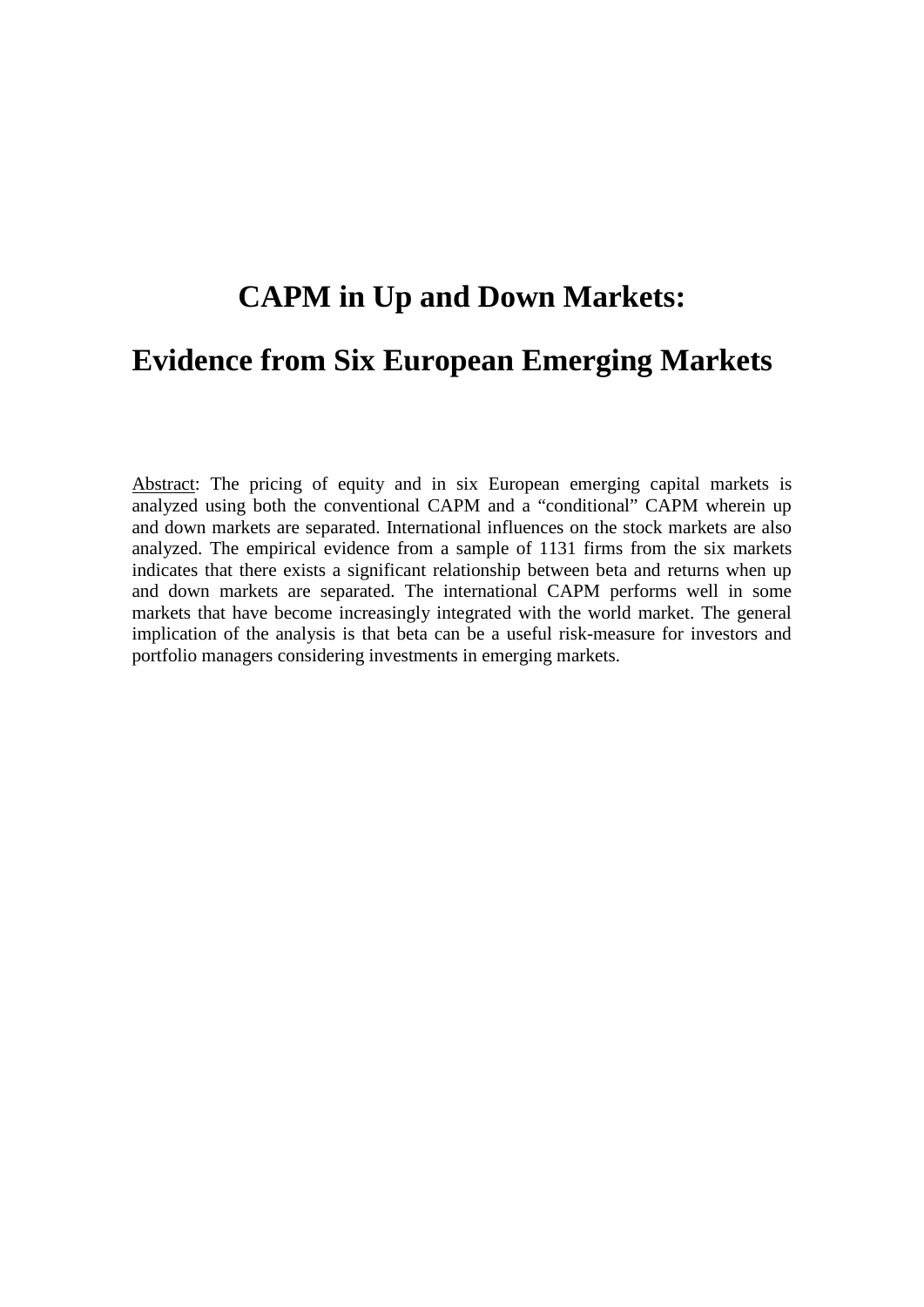# CAPM in Up and Down Markets:

# Evidence from Six European Emerging Markets

<u>Abstract</u>: The pricing of equity and in six European emerging capital markets is analyzed using both the conventional CAPM and a "conditional" CAPM wherein up and down markets are separated. International influences on the stock markets are also analyzed. The empirical evidence from a sample of 1131 firms from the six markets indicates that there exists a significant relationship between beta and returns when up and down markets are separated. The international CAPM performs well in some markets that have become increasingly integrated with the world market. The general implication of the analysis is that beta can be a useful risk-measure for investors and portfolio managers considering investments in emerging markets.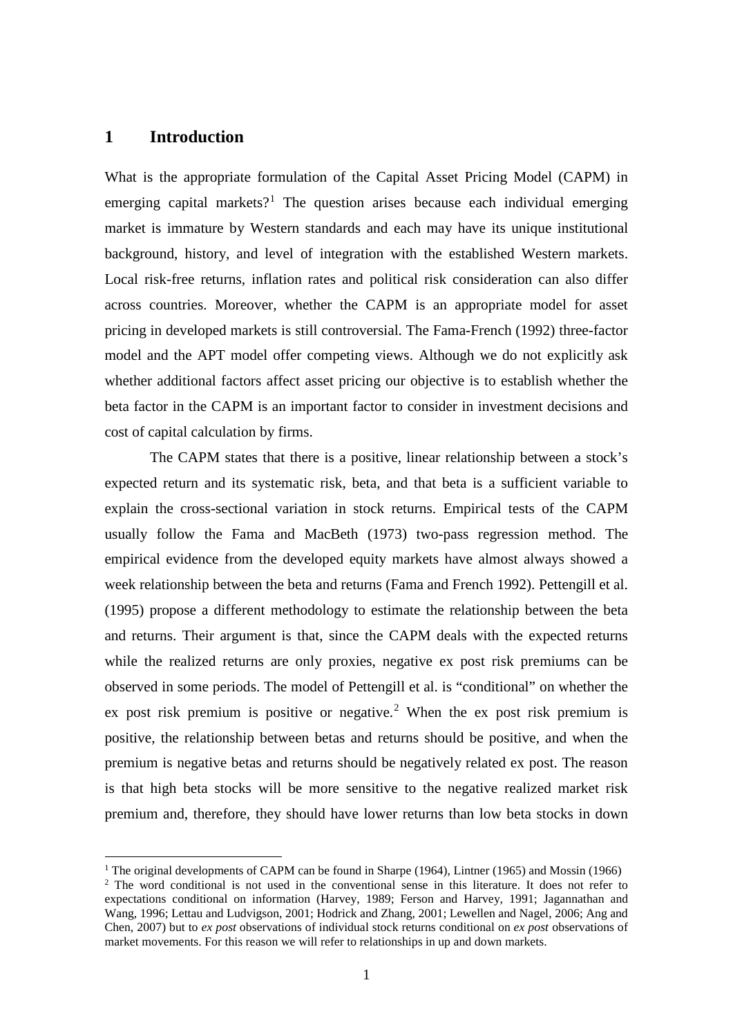# 1 Introduction

What is the appropriate formulation of the Capital Asset Pricing Model (CAPM) in emerging capital markets?[1] The question arises because each individual emerging market is immature by Western standards and each may have its unique institutional background, history, and level of integration with the established Western markets. Local risk-free returns, inflation rates and political risk consideration can also differ across countries. Moreover, whether the CAPM is an appropriate model for asset pricing in developed markets is still controversial. The Fama-French (1992) three-factor model and the APT model offer competing views. Although we do not explicitly ask whether additional factors affect asset pricing our objective is to establish whether the beta factor in the CAPM is an important factor to consider in investment decisions and cost of capital calculation by firms.

The CAPM states that there is a positive, linear relationship between a stock's expected return and its systematic risk, beta, and that beta is a sufficient variable to explain the cross-sectional variation in stock returns. Empirical tests of the CAPM usually follow the Fama and MacBeth (1973) two-pass regression method. The empirical evidence from the developed equity markets have almost always showed a week relationship between the beta and returns (Fama and French 1992). Pettengill et al. (1995) propose a different methodology to estimate the relationship between the beta and returns. Their argument is that, since the CAPM deals with the expected returns while the realized returns are only proxies, negative ex post risk premiums can be observed in some periods. The model of Pettengill et al. is "conditional" on whether the ex post risk premium is positive or negative.[2] When the ex post risk premium is positive, the relationship between betas and returns should be positive, and when the premium is negative betas and returns should be negatively related ex post. The reason is that high beta stocks will be more sensitive to the negative realized market risk premium and, therefore, they should have lower returns than low beta stocks in down

---

[1] The original developments of CAPM can be found in Sharpe (1964), Lintner (1965) and Mossin (1966)

[2] The word conditional is not used in the conventional sense in this literature. It does not refer to expectations conditional on information (Harvey, 1989; Ferson and Harvey, 1991; Jagannathan and Wang, 1996; Lettau and Ludvigson, 2001; Hodrick and Zhang, 2001; Lewellen and Nagel, 2006; Ang and Chen, 2007) but to *ex post* observations of individual stock returns conditional on *ex post* observations of market movements. For this reason we will refer to relationships in up and down markets.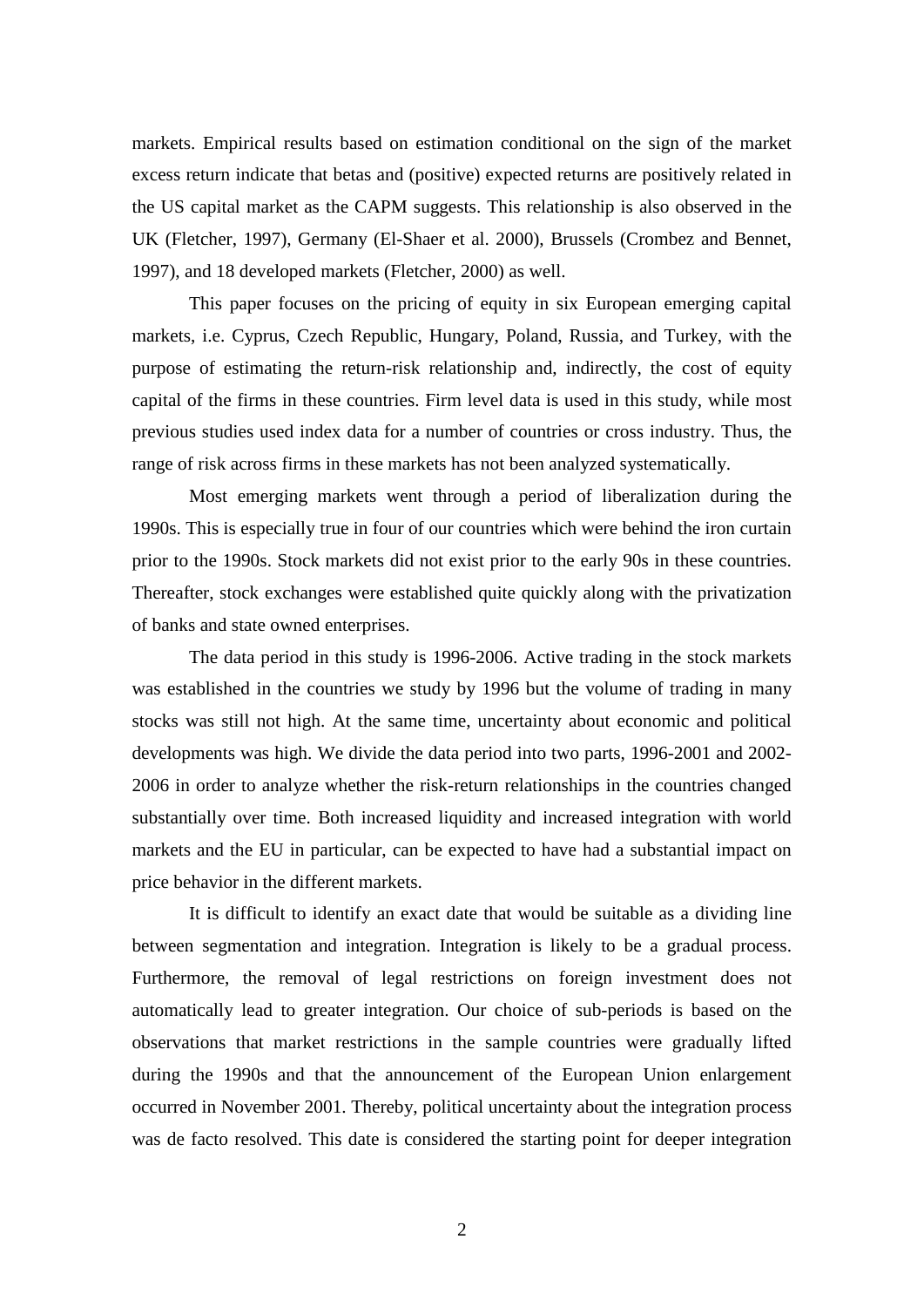markets. Empirical results based on estimation conditional on the sign of the market excess return indicate that betas and (positive) expected returns are positively related in the US capital market as the CAPM suggests. This relationship is also observed in the UK (Fletcher, 1997), Germany (El-Shaer et al. 2000), Brussels (Crombez and Bennet, 1997), and 18 developed markets (Fletcher, 2000) as well.

This paper focuses on the pricing of equity in six European emerging capital markets, i.e. Cyprus, Czech Republic, Hungary, Poland, Russia, and Turkey, with the purpose of estimating the return-risk relationship and, indirectly, the cost of equity capital of the firms in these countries. Firm level data is used in this study, while most previous studies used index data for a number of countries or cross industry. Thus, the range of risk across firms in these markets has not been analyzed systematically.

Most emerging markets went through a period of liberalization during the 1990s. This is especially true in four of our countries which were behind the iron curtain prior to the 1990s. Stock markets did not exist prior to the early 90s in these countries. Thereafter, stock exchanges were established quite quickly along with the privatization of banks and state owned enterprises.

The data period in this study is 1996-2006. Active trading in the stock markets was established in the countries we study by 1996 but the volume of trading in many stocks was still not high. At the same time, uncertainty about economic and political developments was high. We divide the data period into two parts, 1996-2001 and 2002-2006 in order to analyze whether the risk-return relationships in the countries changed substantially over time. Both increased liquidity and increased integration with world markets and the EU in particular, can be expected to have had a substantial impact on price behavior in the different markets.

It is difficult to identify an exact date that would be suitable as a dividing line between segmentation and integration. Integration is likely to be a gradual process. Furthermore, the removal of legal restrictions on foreign investment does not automatically lead to greater integration. Our choice of sub-periods is based on the observations that market restrictions in the sample countries were gradually lifted during the 1990s and that the announcement of the European Union enlargement occurred in November 2001. Thereby, political uncertainty about the integration process was de facto resolved. This date is considered the starting point for deeper integration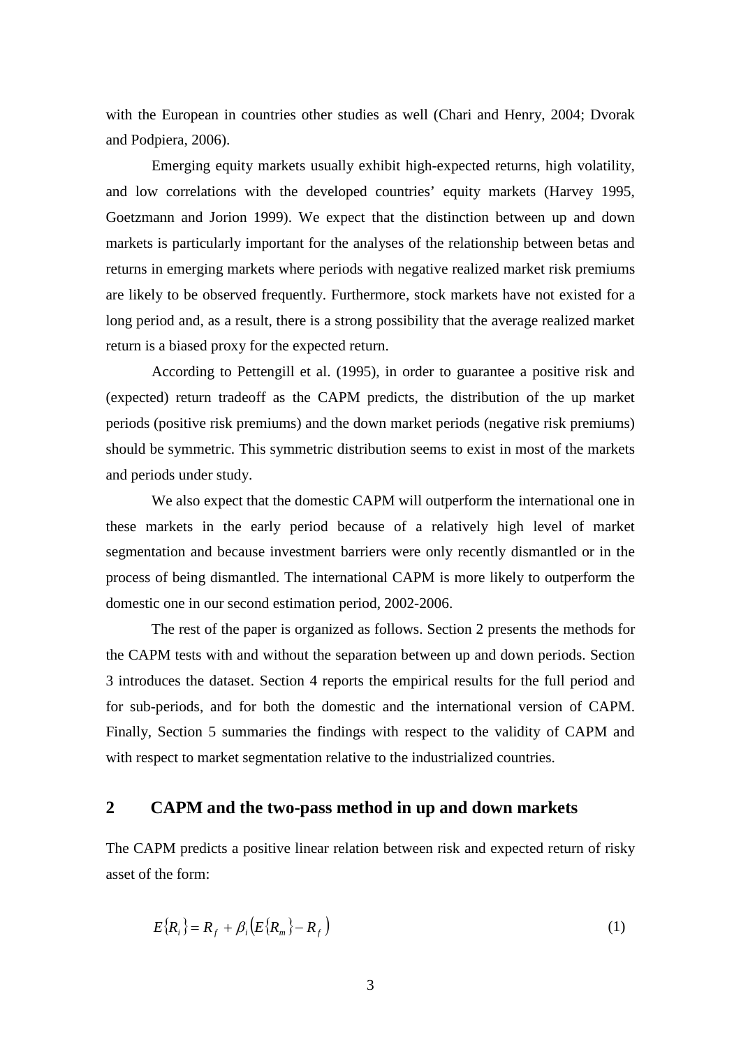with the European in countries other studies as well (Chari and Henry, 2004; Dvorak and Podpiera, 2006).

Emerging equity markets usually exhibit high-expected returns, high volatility, and low correlations with the developed countries' equity markets (Harvey 1995, Goetzmann and Jorion 1999). We expect that the distinction between up and down markets is particularly important for the analyses of the relationship between betas and returns in emerging markets where periods with negative realized market risk premiums are likely to be observed frequently. Furthermore, stock markets have not existed for a long period and, as a result, there is a strong possibility that the average realized market return is a biased proxy for the expected return.

According to Pettengill et al. (1995), in order to guarantee a positive risk and (expected) return tradeoff as the CAPM predicts, the distribution of the up market periods (positive risk premiums) and the down market periods (negative risk premiums) should be symmetric. This symmetric distribution seems to exist in most of the markets and periods under study.

We also expect that the domestic CAPM will outperform the international one in these markets in the early period because of a relatively high level of market segmentation and because investment barriers were only recently dismantled or in the process of being dismantled. The international CAPM is more likely to outperform the domestic one in our second estimation period, 2002-2006.

The rest of the paper is organized as follows. Section 2 presents the methods for the CAPM tests with and without the separation between up and down periods. Section 3 introduces the dataset. Section 4 reports the empirical results for the full period and for sub-periods, and for both the domestic and the international version of CAPM. Finally, Section 5 summaries the findings with respect to the validity of CAPM and with respect to market segmentation relative to the industrialized countries.

## 2 CAPM and the two-pass method in up and down markets

The CAPM predicts a positive linear relation between risk and expected return of risky asset of the form:

$$E\{R_i\} = R_f + \beta_i \left(E\{R_m\} - R_f\right) \tag{1}$$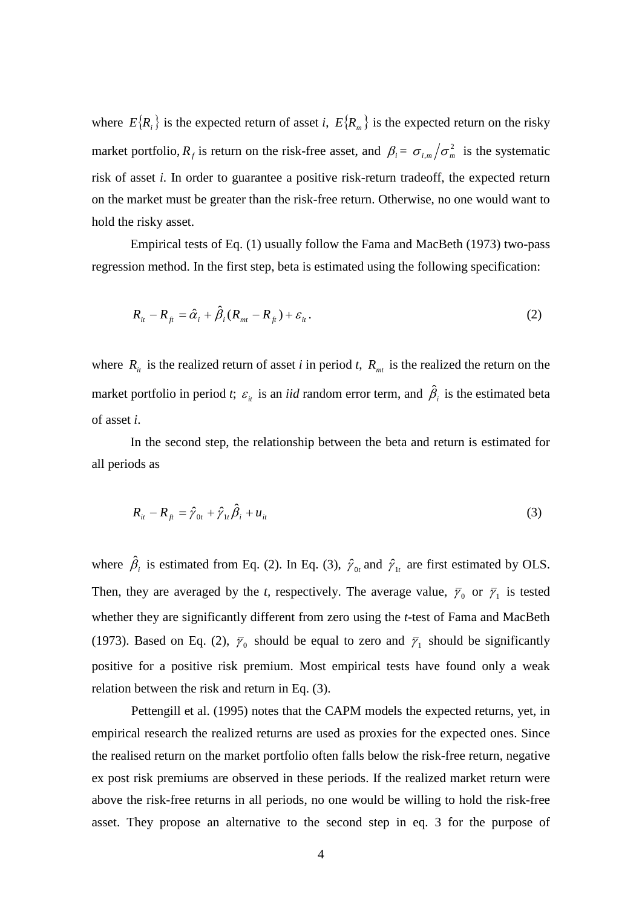where $E\{R_i\}$ is the expected return of asset *i*, $E\{R_m\}$ is the expected return on the risky market portfolio, $R_f$ is return on the risk-free asset, and $\beta_i = \sigma_{i,m}/\sigma_m^2$ is the systematic risk of asset *i*. In order to guarantee a positive risk-return tradeoff, the expected return on the market must be greater than the risk-free return. Otherwise, no one would want to hold the risky asset.

Empirical tests of Eq. (1) usually follow the Fama and MacBeth (1973) two-pass regression method. In the first step, beta is estimated using the following specification:

$$R_{it} - R_{ft} = \hat{\alpha}_i + \hat{\beta}_i (R_{mt} - R_{ft}) + \varepsilon_{it}. \tag{2}$$

where $R_{it}$ is the realized return of asset *i* in period *t*, $R_{mt}$ is the realized the return on the market portfolio in period *t*; $\varepsilon_{it}$ is an *iid* random error term, and $\hat{\beta}_i$ is the estimated beta of asset *i*.

In the second step, the relationship between the beta and return is estimated for all periods as

$$R_{it} - R_{ft} = \hat{\gamma}_{0t} + \hat{\gamma}_{1t}\hat{\beta}_i + u_{it} \tag{3}$$

where $\hat{\beta}_i$ is estimated from Eq. (2). In Eq. (3), $\hat{\gamma}_{0t}$ and $\hat{\gamma}_{1t}$ are first estimated by OLS. Then, they are averaged by the *t*, respectively. The average value, $\bar{\gamma}_0$ or $\bar{\gamma}_1$ is tested whether they are significantly different from zero using the *t*-test of Fama and MacBeth (1973). Based on Eq. (2), $\bar{\gamma}_0$ should be equal to zero and $\bar{\gamma}_1$ should be significantly positive for a positive risk premium. Most empirical tests have found only a weak relation between the risk and return in Eq. (3).

Pettengill et al. (1995) notes that the CAPM models the expected returns, yet, in empirical research the realized returns are used as proxies for the expected ones. Since the realised return on the market portfolio often falls below the risk-free return, negative ex post risk premiums are observed in these periods. If the realized market return were above the risk-free returns in all periods, no one would be willing to hold the risk-free asset. They propose an alternative to the second step in eq. 3 for the purpose of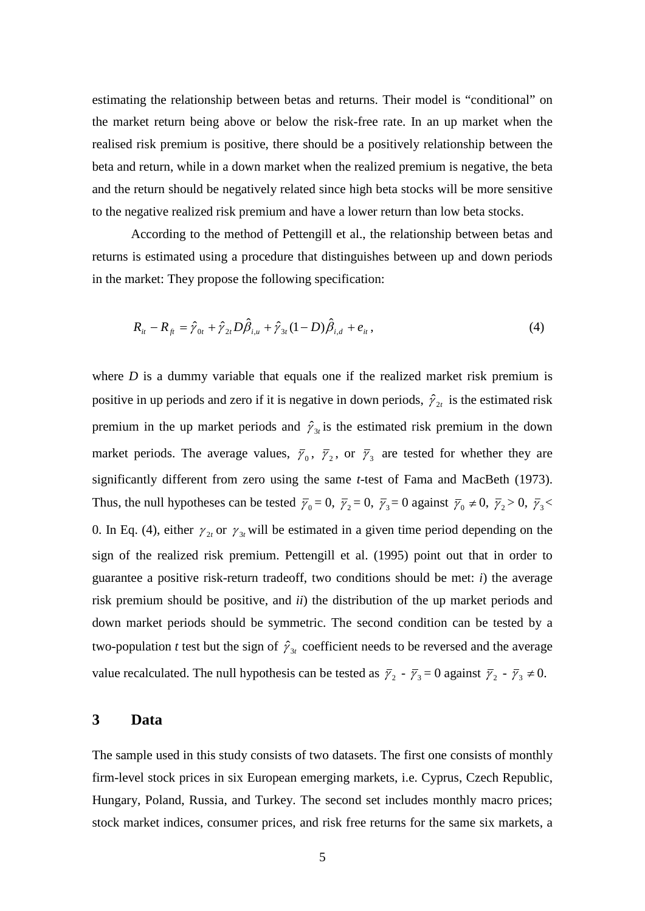estimating the relationship between betas and returns. Their model is "conditional" on the market return being above or below the risk-free rate. In an up market when the realised risk premium is positive, there should be a positively relationship between the beta and return, while in a down market when the realized premium is negative, the beta and the return should be negatively related since high beta stocks will be more sensitive to the negative realized risk premium and have a lower return than low beta stocks.

According to the method of Pettengill et al., the relationship between betas and returns is estimated using a procedure that distinguishes between up and down periods in the market: They propose the following specification:

$$R_{it} - R_{ft} = \hat{\gamma}_{0t} + \hat{\gamma}_{2t} D\hat{\beta}_{i,u} + \hat{\gamma}_{3t}(1-D)\hat{\beta}_{i,d} + e_{it}, \tag{4}$$

where $D$ is a dummy variable that equals one if the realized market risk premium is positive in up periods and zero if it is negative in down periods, $\hat{\gamma}_{2t}$ is the estimated risk premium in the up market periods and $\hat{\gamma}_{3t}$ is the estimated risk premium in the down market periods. The average values, $\bar{\gamma}_0$, $\bar{\gamma}_2$, or $\bar{\gamma}_3$ are tested for whether they are significantly different from zero using the same *t*-test of Fama and MacBeth (1973). Thus, the null hypotheses can be tested $\bar{\gamma}_0 = 0$, $\bar{\gamma}_2 = 0$, $\bar{\gamma}_3 = 0$ against $\bar{\gamma}_0 \neq 0$, $\bar{\gamma}_2 > 0$, $\bar{\gamma}_3 < 0$. In Eq. (4), either $\gamma_{2t}$ or $\gamma_{3t}$ will be estimated in a given time period depending on the sign of the realized risk premium. Pettengill et al. (1995) point out that in order to guarantee a positive risk-return tradeoff, two conditions should be met: *i*) the average risk premium should be positive, and *ii*) the distribution of the up market periods and down market periods should be symmetric. The second condition can be tested by a two-population *t* test but the sign of $\hat{\gamma}_{3t}$ coefficient needs to be reversed and the average value recalculated. The null hypothesis can be tested as $\bar{\gamma}_2$ - $\bar{\gamma}_3 = 0$ against $\bar{\gamma}_2$ - $\bar{\gamma}_3 \neq 0$.

## 3 Data

The sample used in this study consists of two datasets. The first one consists of monthly firm-level stock prices in six European emerging markets, i.e. Cyprus, Czech Republic, Hungary, Poland, Russia, and Turkey. The second set includes monthly macro prices; stock market indices, consumer prices, and risk free returns for the same six markets, a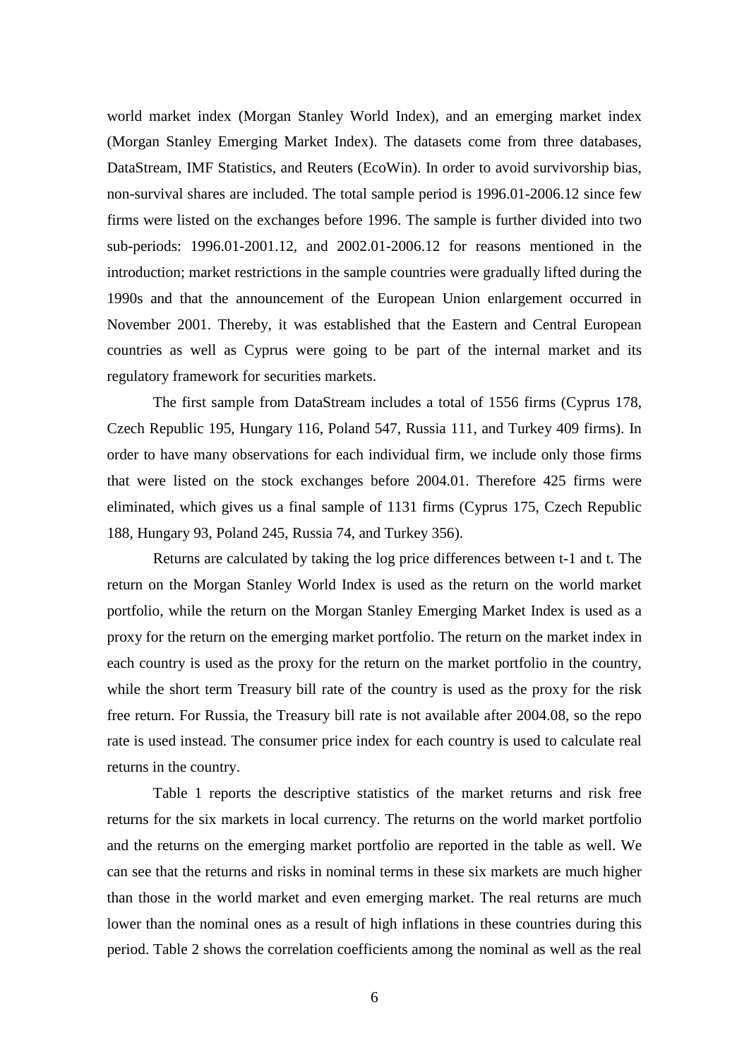world market index (Morgan Stanley World Index), and an emerging market index (Morgan Stanley Emerging Market Index). The datasets come from three databases, DataStream, IMF Statistics, and Reuters (EcoWin). In order to avoid survivorship bias, non-survival shares are included. The total sample period is 1996.01-2006.12 since few firms were listed on the exchanges before 1996. The sample is further divided into two sub-periods: 1996.01-2001.12, and 2002.01-2006.12 for reasons mentioned in the introduction; market restrictions in the sample countries were gradually lifted during the 1990s and that the announcement of the European Union enlargement occurred in November 2001. Thereby, it was established that the Eastern and Central European countries as well as Cyprus were going to be part of the internal market and its regulatory framework for securities markets.

The first sample from DataStream includes a total of 1556 firms (Cyprus 178, Czech Republic 195, Hungary 116, Poland 547, Russia 111, and Turkey 409 firms). In order to have many observations for each individual firm, we include only those firms that were listed on the stock exchanges before 2004.01. Therefore 425 firms were eliminated, which gives us a final sample of 1131 firms (Cyprus 175, Czech Republic 188, Hungary 93, Poland 245, Russia 74, and Turkey 356).

Returns are calculated by taking the log price differences between t-1 and t. The return on the Morgan Stanley World Index is used as the return on the world market portfolio, while the return on the Morgan Stanley Emerging Market Index is used as a proxy for the return on the emerging market portfolio. The return on the market index in each country is used as the proxy for the return on the market portfolio in the country, while the short term Treasury bill rate of the country is used as the proxy for the risk free return. For Russia, the Treasury bill rate is not available after 2004.08, so the repo rate is used instead. The consumer price index for each country is used to calculate real returns in the country.

Table 1 reports the descriptive statistics of the market returns and risk free returns for the six markets in local currency. The returns on the world market portfolio and the returns on the emerging market portfolio are reported in the table as well. We can see that the returns and risks in nominal terms in these six markets are much higher than those in the world market and even emerging market. The real returns are much lower than the nominal ones as a result of high inflations in these countries during this period. Table 2 shows the correlation coefficients among the nominal as well as the real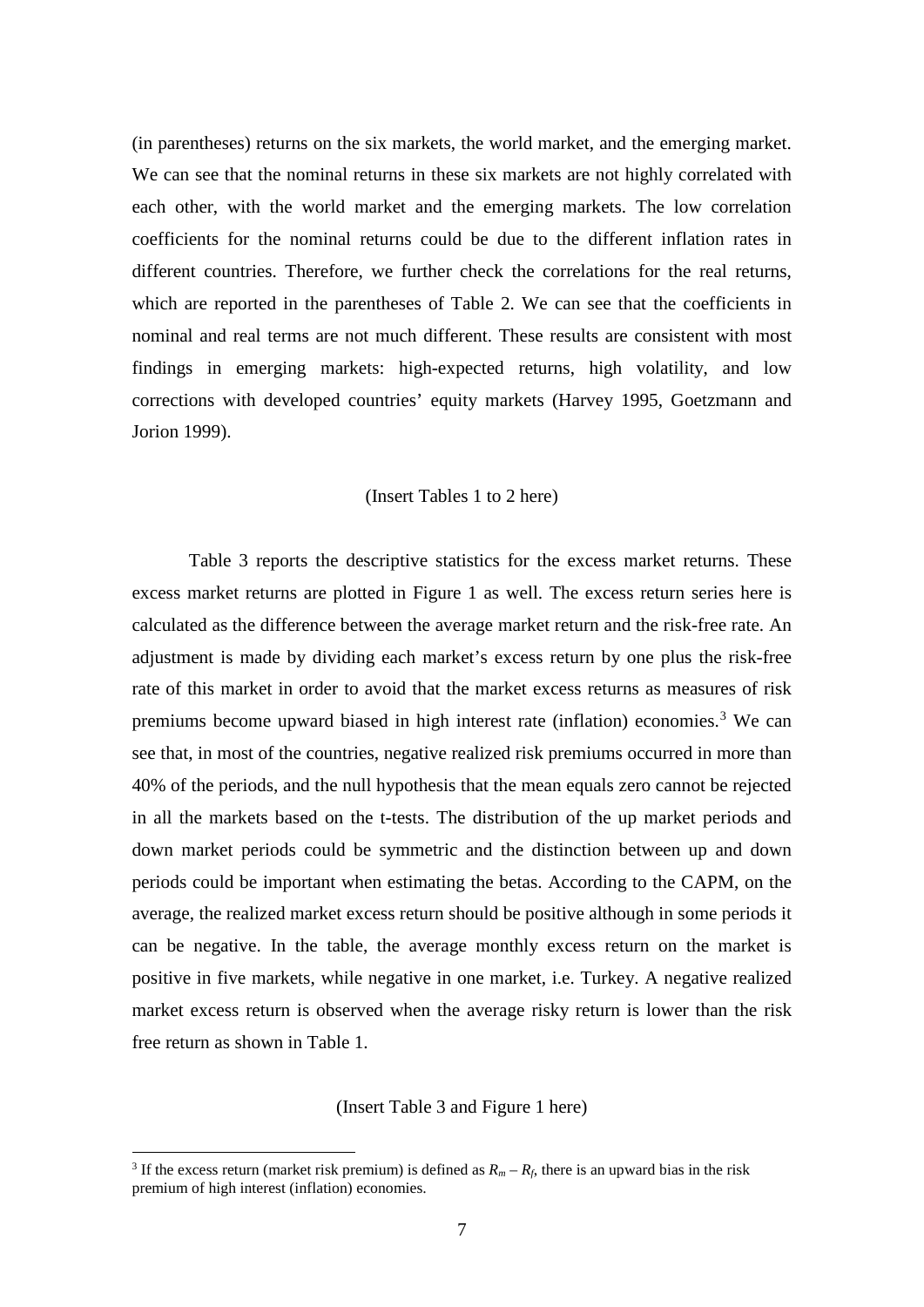(in parentheses) returns on the six markets, the world market, and the emerging market. We can see that the nominal returns in these six markets are not highly correlated with each other, with the world market and the emerging markets. The low correlation coefficients for the nominal returns could be due to the different inflation rates in different countries. Therefore, we further check the correlations for the real returns, which are reported in the parentheses of Table 2. We can see that the coefficients in nominal and real terms are not much different. These results are consistent with most findings in emerging markets: high-expected returns, high volatility, and low corrections with developed countries' equity markets (Harvey 1995, Goetzmann and Jorion 1999).

(Insert Tables 1 to 2 here)

Table 3 reports the descriptive statistics for the excess market returns. These excess market returns are plotted in Figure 1 as well. The excess return series here is calculated as the difference between the average market return and the risk-free rate. An adjustment is made by dividing each market's excess return by one plus the risk-free rate of this market in order to avoid that the market excess returns as measures of risk premiums become upward biased in high interest rate (inflation) economies.[3] We can see that, in most of the countries, negative realized risk premiums occurred in more than 40% of the periods, and the null hypothesis that the mean equals zero cannot be rejected in all the markets based on the t-tests. The distribution of the up market periods and down market periods could be symmetric and the distinction between up and down periods could be important when estimating the betas. According to the CAPM, on the average, the realized market excess return should be positive although in some periods it can be negative. In the table, the average monthly excess return on the market is positive in five markets, while negative in one market, i.e. Turkey. A negative realized market excess return is observed when the average risky return is lower than the risk free return as shown in Table 1.

(Insert Table 3 and Figure 1 here)

[3] If the excess return (market risk premium) is defined as $R_m - R_f$, there is an upward bias in the risk premium of high interest (inflation) economies.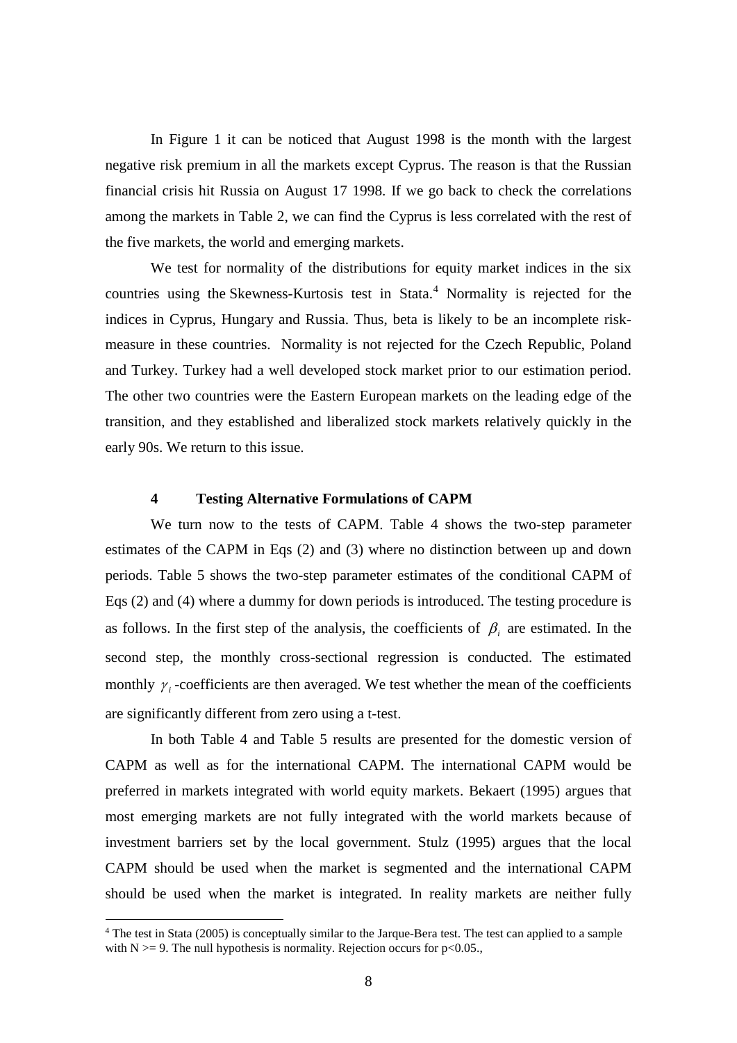In Figure 1 it can be noticed that August 1998 is the month with the largest negative risk premium in all the markets except Cyprus. The reason is that the Russian financial crisis hit Russia on August 17 1998. If we go back to check the correlations among the markets in Table 2, we can find the Cyprus is less correlated with the rest of the five markets, the world and emerging markets.

We test for normality of the distributions for equity market indices in the six countries using the Skewness-Kurtosis test in Stata.[4] Normality is rejected for the indices in Cyprus, Hungary and Russia. Thus, beta is likely to be an incomplete risk-measure in these countries. Normality is not rejected for the Czech Republic, Poland and Turkey. Turkey had a well developed stock market prior to our estimation period. The other two countries were the Eastern European markets on the leading edge of the transition, and they established and liberalized stock markets relatively quickly in the early 90s. We return to this issue.

## 4 Testing Alternative Formulations of CAPM

We turn now to the tests of CAPM. Table 4 shows the two-step parameter estimates of the CAPM in Eqs (2) and (3) where no distinction between up and down periods. Table 5 shows the two-step parameter estimates of the conditional CAPM of Eqs (2) and (4) where a dummy for down periods is introduced. The testing procedure is as follows. In the first step of the analysis, the coefficients of $\beta_i$ are estimated. In the second step, the monthly cross-sectional regression is conducted. The estimated monthly $\gamma_i$ -coefficients are then averaged. We test whether the mean of the coefficients are significantly different from zero using a t-test.

In both Table 4 and Table 5 results are presented for the domestic version of CAPM as well as for the international CAPM. The international CAPM would be preferred in markets integrated with world equity markets. Bekaert (1995) argues that most emerging markets are not fully integrated with the world markets because of investment barriers set by the local government. Stulz (1995) argues that the local CAPM should be used when the market is segmented and the international CAPM should be used when the market is integrated. In reality markets are neither fully

[4] The test in Stata (2005) is conceptually similar to the Jarque-Bera test. The test can applied to a sample with N >= 9. The null hypothesis is normality. Rejection occurs for $p<0.05$.,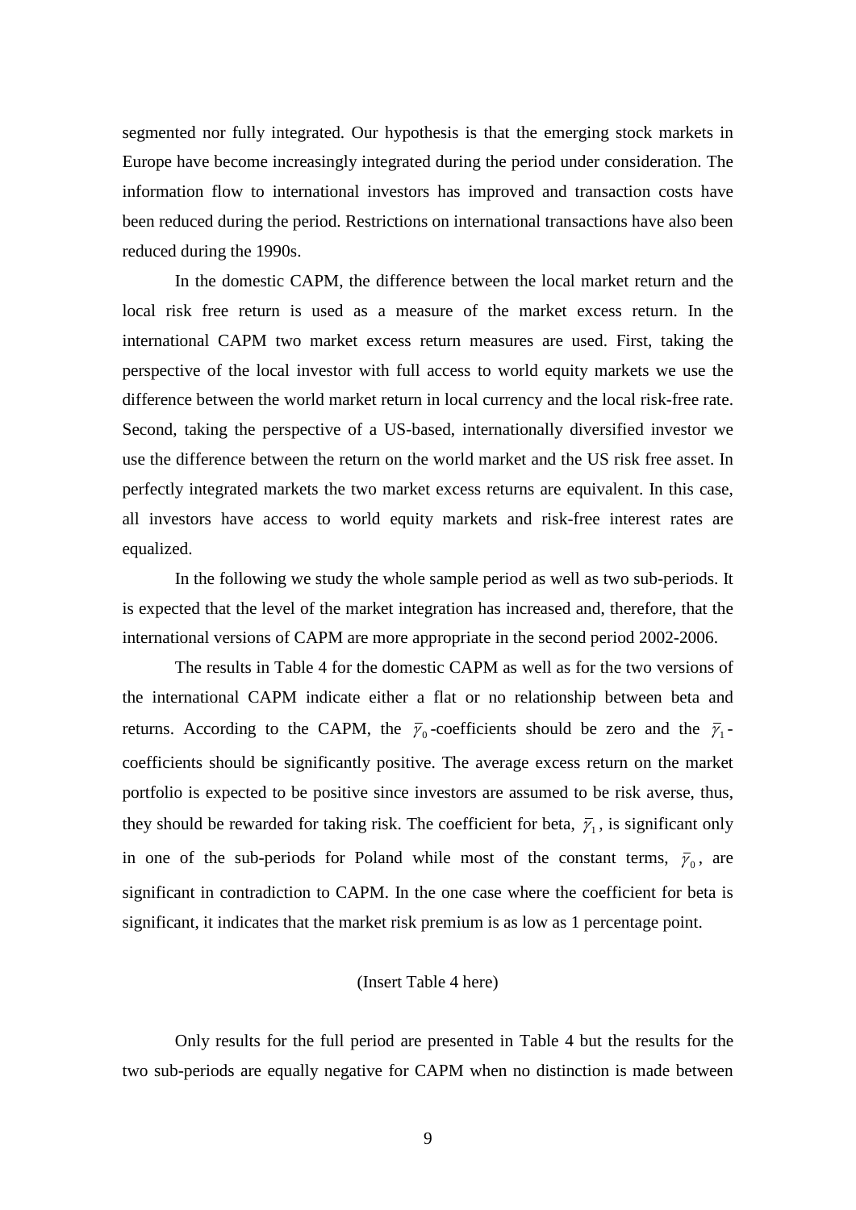segmented nor fully integrated. Our hypothesis is that the emerging stock markets in Europe have become increasingly integrated during the period under consideration. The information flow to international investors has improved and transaction costs have been reduced during the period. Restrictions on international transactions have also been reduced during the 1990s.

In the domestic CAPM, the difference between the local market return and the local risk free return is used as a measure of the market excess return. In the international CAPM two market excess return measures are used. First, taking the perspective of the local investor with full access to world equity markets we use the difference between the world market return in local currency and the local risk-free rate. Second, taking the perspective of a US-based, internationally diversified investor we use the difference between the return on the world market and the US risk free asset. In perfectly integrated markets the two market excess returns are equivalent. In this case, all investors have access to world equity markets and risk-free interest rates are equalized.

In the following we study the whole sample period as well as two sub-periods. It is expected that the level of the market integration has increased and, therefore, that the international versions of CAPM are more appropriate in the second period 2002-2006.

The results in Table 4 for the domestic CAPM as well as for the two versions of the international CAPM indicate either a flat or no relationship between beta and returns. According to the CAPM, the $\bar{\gamma}_0$-coefficients should be zero and the $\bar{\gamma}_1$-coefficients should be significantly positive. The average excess return on the market portfolio is expected to be positive since investors are assumed to be risk averse, thus, they should be rewarded for taking risk. The coefficient for beta, $\bar{\gamma}_1$, is significant only in one of the sub-periods for Poland while most of the constant terms, $\bar{\gamma}_0$, are significant in contradiction to CAPM. In the one case where the coefficient for beta is significant, it indicates that the market risk premium is as low as 1 percentage point.

(Insert Table 4 here)

Only results for the full period are presented in Table 4 but the results for the two sub-periods are equally negative for CAPM when no distinction is made between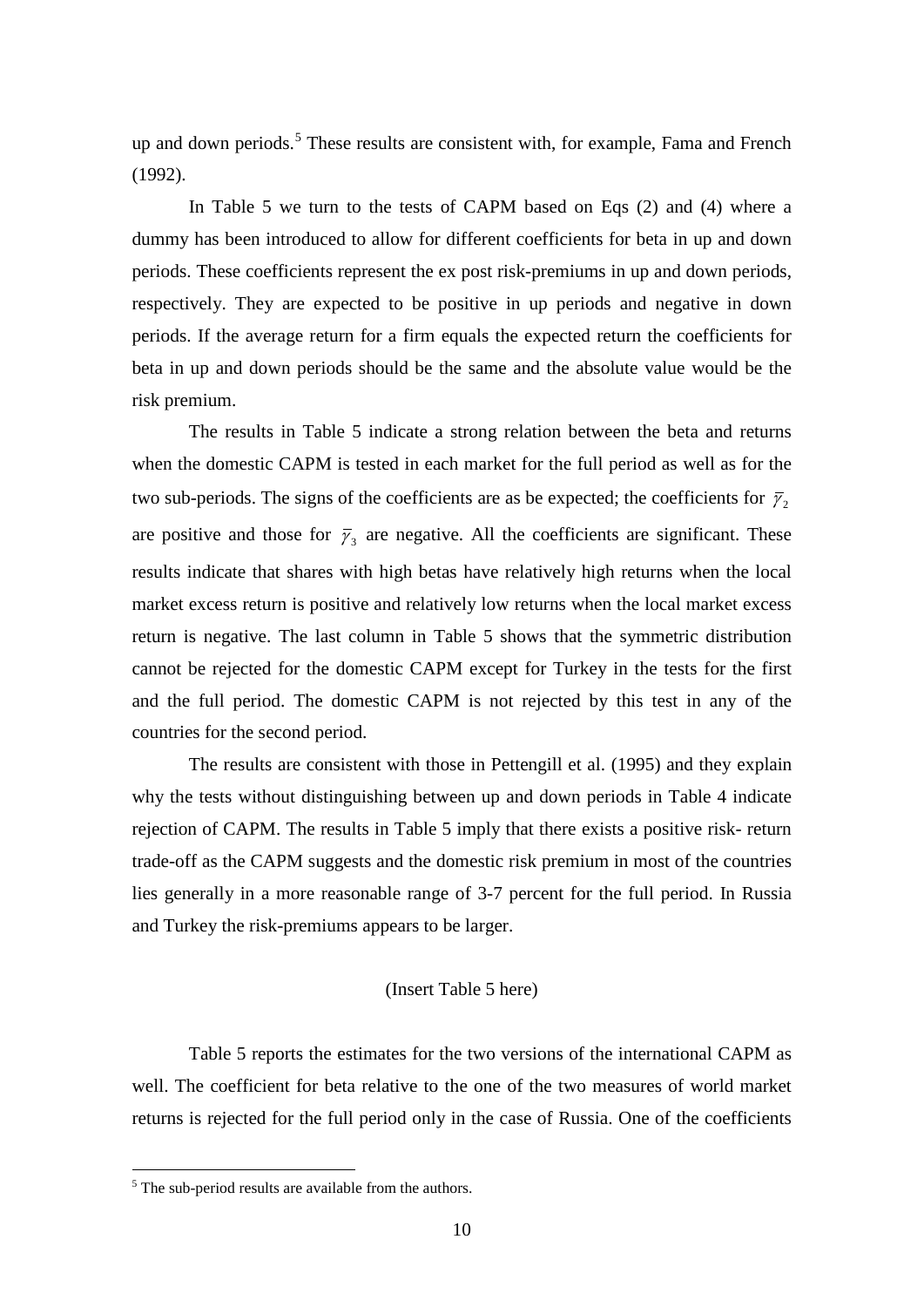up and down periods.[5] These results are consistent with, for example, Fama and French (1992).

In Table 5 we turn to the tests of CAPM based on Eqs (2) and (4) where a dummy has been introduced to allow for different coefficients for beta in up and down periods. These coefficients represent the ex post risk-premiums in up and down periods, respectively. They are expected to be positive in up periods and negative in down periods. If the average return for a firm equals the expected return the coefficients for beta in up and down periods should be the same and the absolute value would be the risk premium.

The results in Table 5 indicate a strong relation between the beta and returns when the domestic CAPM is tested in each market for the full period as well as for the two sub-periods. The signs of the coefficients are as be expected; the coefficients for $\bar{\gamma}_2$ are positive and those for $\bar{\gamma}_3$ are negative. All the coefficients are significant. These results indicate that shares with high betas have relatively high returns when the local market excess return is positive and relatively low returns when the local market excess return is negative. The last column in Table 5 shows that the symmetric distribution cannot be rejected for the domestic CAPM except for Turkey in the tests for the first and the full period. The domestic CAPM is not rejected by this test in any of the countries for the second period.

The results are consistent with those in Pettengill et al. (1995) and they explain why the tests without distinguishing between up and down periods in Table 4 indicate rejection of CAPM. The results in Table 5 imply that there exists a positive risk- return trade-off as the CAPM suggests and the domestic risk premium in most of the countries lies generally in a more reasonable range of 3-7 percent for the full period. In Russia and Turkey the risk-premiums appears to be larger.

(Insert Table 5 here)

Table 5 reports the estimates for the two versions of the international CAPM as well. The coefficient for beta relative to the one of the two measures of world market returns is rejected for the full period only in the case of Russia. One of the coefficients

[5] The sub-period results are available from the authors.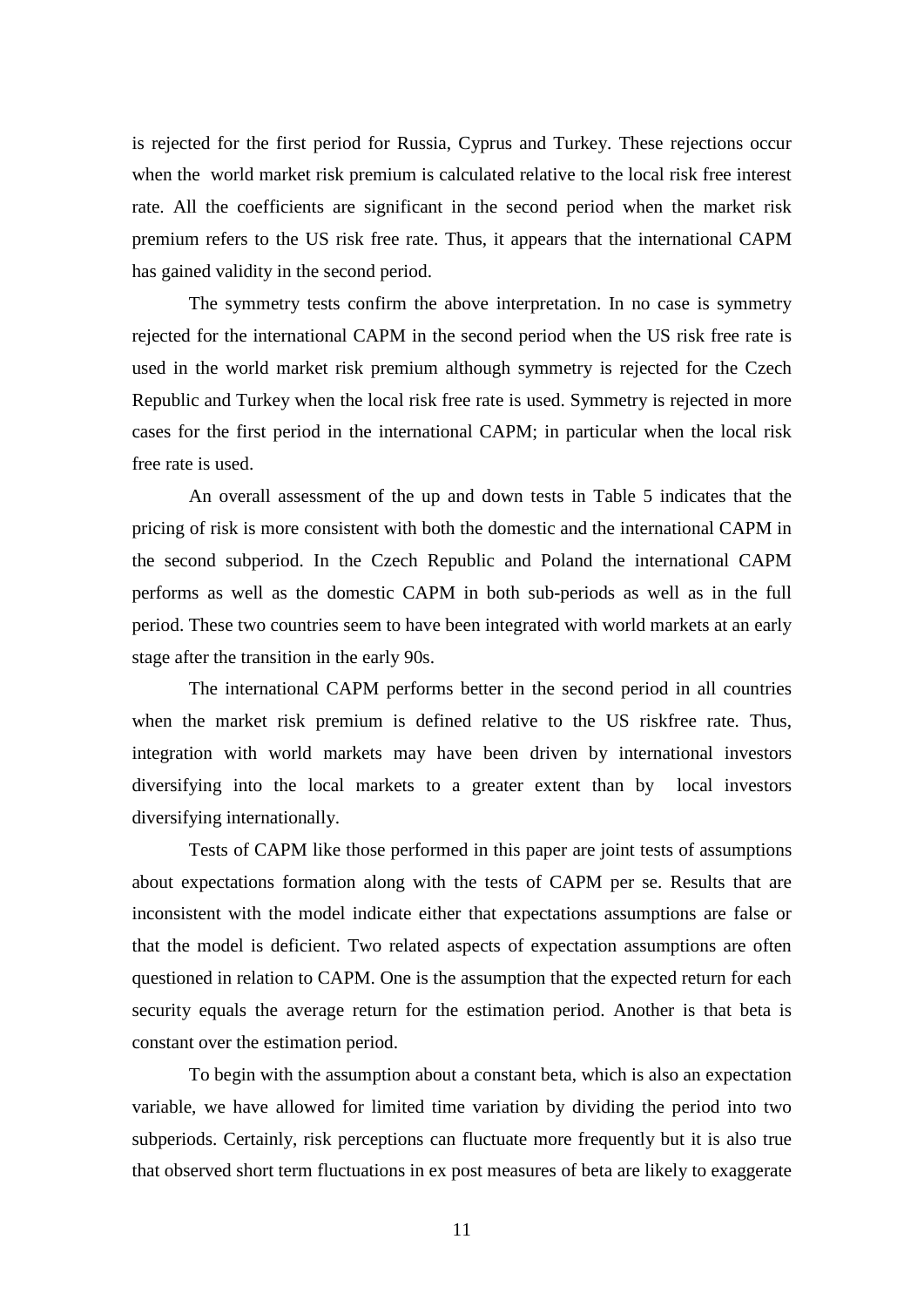is rejected for the first period for Russia, Cyprus and Turkey. These rejections occur when the world market risk premium is calculated relative to the local risk free interest rate. All the coefficients are significant in the second period when the market risk premium refers to the US risk free rate. Thus, it appears that the international CAPM has gained validity in the second period.

The symmetry tests confirm the above interpretation. In no case is symmetry rejected for the international CAPM in the second period when the US risk free rate is used in the world market risk premium although symmetry is rejected for the Czech Republic and Turkey when the local risk free rate is used. Symmetry is rejected in more cases for the first period in the international CAPM; in particular when the local risk free rate is used.

An overall assessment of the up and down tests in Table 5 indicates that the pricing of risk is more consistent with both the domestic and the international CAPM in the second subperiod. In the Czech Republic and Poland the international CAPM performs as well as the domestic CAPM in both sub-periods as well as in the full period. These two countries seem to have been integrated with world markets at an early stage after the transition in the early 90s.

The international CAPM performs better in the second period in all countries when the market risk premium is defined relative to the US riskfree rate. Thus, integration with world markets may have been driven by international investors diversifying into the local markets to a greater extent than by local investors diversifying internationally.

Tests of CAPM like those performed in this paper are joint tests of assumptions about expectations formation along with the tests of CAPM per se. Results that are inconsistent with the model indicate either that expectations assumptions are false or that the model is deficient. Two related aspects of expectation assumptions are often questioned in relation to CAPM. One is the assumption that the expected return for each security equals the average return for the estimation period. Another is that beta is constant over the estimation period.

To begin with the assumption about a constant beta, which is also an expectation variable, we have allowed for limited time variation by dividing the period into two subperiods. Certainly, risk perceptions can fluctuate more frequently but it is also true that observed short term fluctuations in ex post measures of beta are likely to exaggerate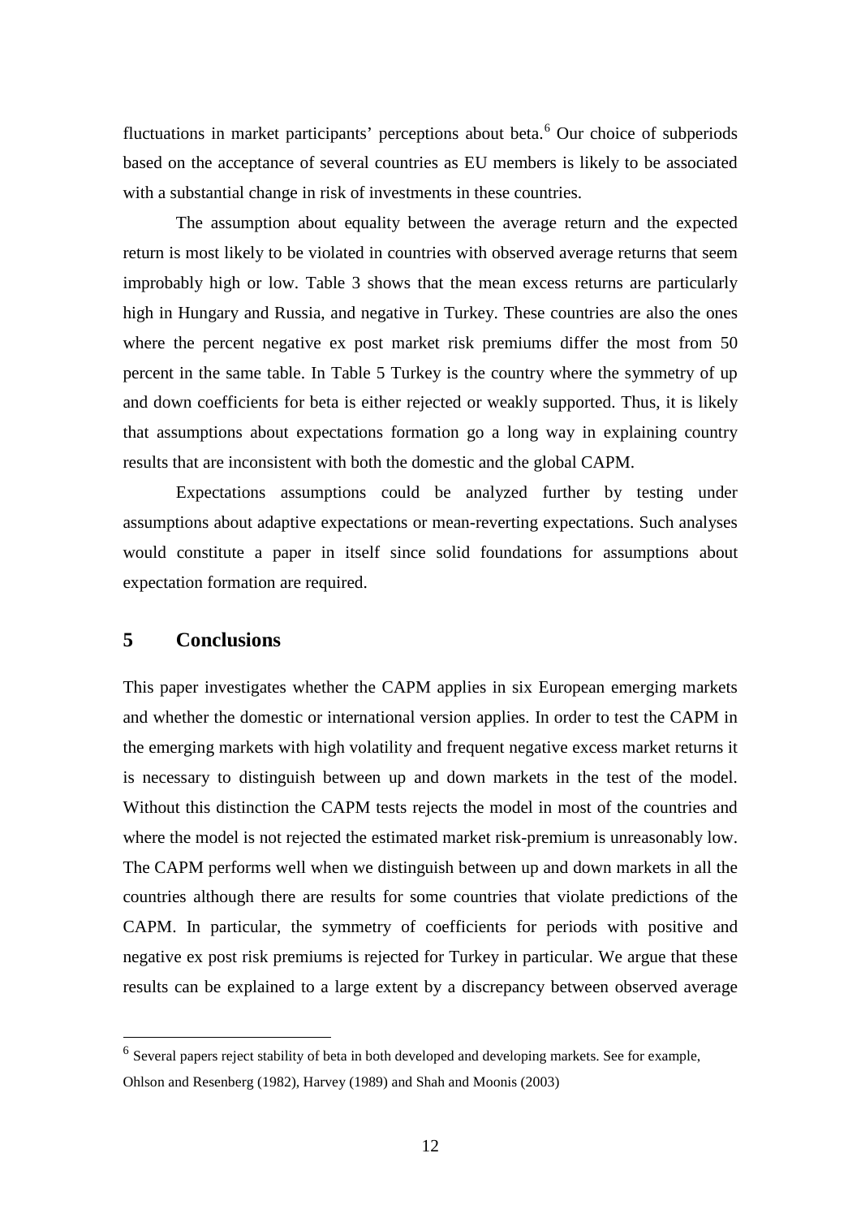fluctuations in market participants' perceptions about beta.[6] Our choice of subperiods based on the acceptance of several countries as EU members is likely to be associated with a substantial change in risk of investments in these countries.

The assumption about equality between the average return and the expected return is most likely to be violated in countries with observed average returns that seem improbably high or low. Table 3 shows that the mean excess returns are particularly high in Hungary and Russia, and negative in Turkey. These countries are also the ones where the percent negative ex post market risk premiums differ the most from 50 percent in the same table. In Table 5 Turkey is the country where the symmetry of up and down coefficients for beta is either rejected or weakly supported. Thus, it is likely that assumptions about expectations formation go a long way in explaining country results that are inconsistent with both the domestic and the global CAPM.

Expectations assumptions could be analyzed further by testing under assumptions about adaptive expectations or mean-reverting expectations. Such analyses would constitute a paper in itself since solid foundations for assumptions about expectation formation are required.

## 5 Conclusions

This paper investigates whether the CAPM applies in six European emerging markets and whether the domestic or international version applies. In order to test the CAPM in the emerging markets with high volatility and frequent negative excess market returns it is necessary to distinguish between up and down markets in the test of the model. Without this distinction the CAPM tests rejects the model in most of the countries and where the model is not rejected the estimated market risk-premium is unreasonably low. The CAPM performs well when we distinguish between up and down markets in all the countries although there are results for some countries that violate predictions of the CAPM. In particular, the symmetry of coefficients for periods with positive and negative ex post risk premiums is rejected for Turkey in particular. We argue that these results can be explained to a large extent by a discrepancy between observed average

[6] Several papers reject stability of beta in both developed and developing markets. See for example, Ohlson and Resenberg (1982), Harvey (1989) and Shah and Moonis (2003)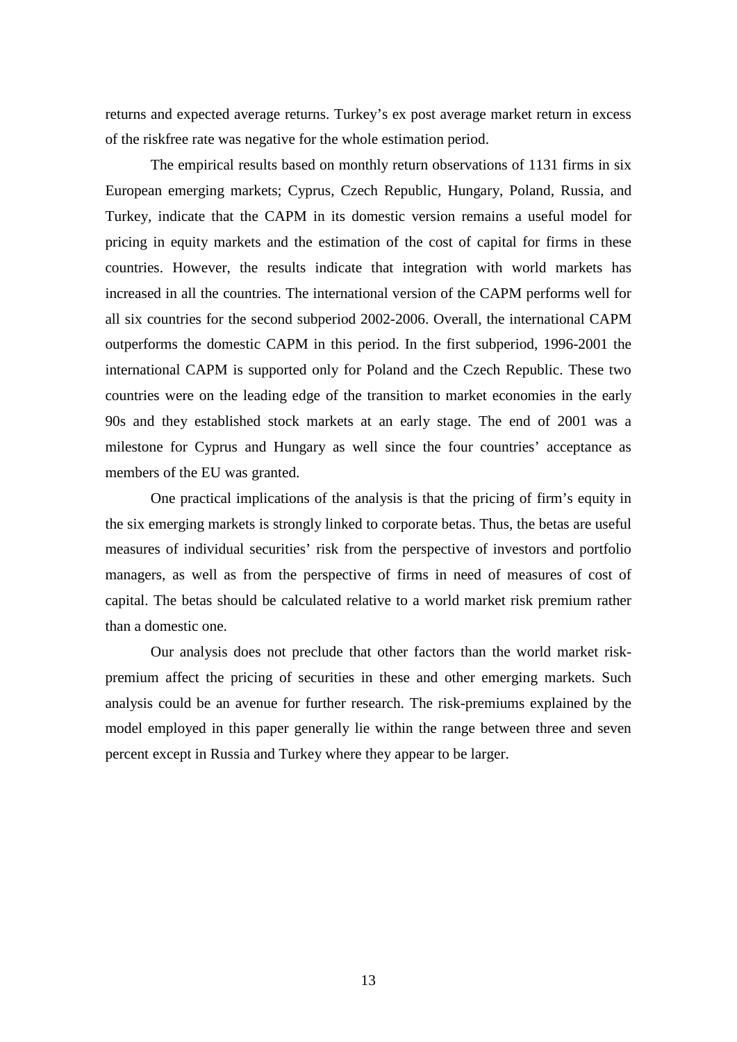returns and expected average returns. Turkey's ex post average market return in excess of the riskfree rate was negative for the whole estimation period.

The empirical results based on monthly return observations of 1131 firms in six European emerging markets; Cyprus, Czech Republic, Hungary, Poland, Russia, and Turkey, indicate that the CAPM in its domestic version remains a useful model for pricing in equity markets and the estimation of the cost of capital for firms in these countries. However, the results indicate that integration with world markets has increased in all the countries. The international version of the CAPM performs well for all six countries for the second subperiod 2002-2006. Overall, the international CAPM outperforms the domestic CAPM in this period. In the first subperiod, 1996-2001 the international CAPM is supported only for Poland and the Czech Republic. These two countries were on the leading edge of the transition to market economies in the early 90s and they established stock markets at an early stage. The end of 2001 was a milestone for Cyprus and Hungary as well since the four countries' acceptance as members of the EU was granted.

One practical implications of the analysis is that the pricing of firm's equity in the six emerging markets is strongly linked to corporate betas. Thus, the betas are useful measures of individual securities' risk from the perspective of investors and portfolio managers, as well as from the perspective of firms in need of measures of cost of capital. The betas should be calculated relative to a world market risk premium rather than a domestic one.

Our analysis does not preclude that other factors than the world market risk-premium affect the pricing of securities in these and other emerging markets. Such analysis could be an avenue for further research. The risk-premiums explained by the model employed in this paper generally lie within the range between three and seven percent except in Russia and Turkey where they appear to be larger.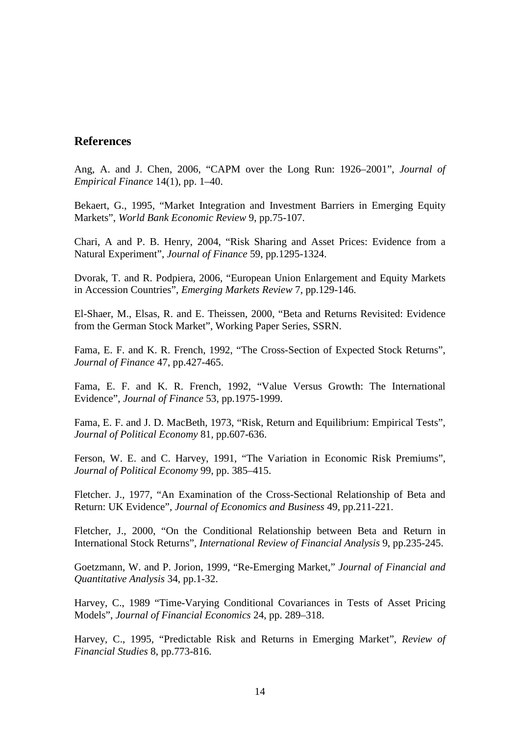## References

Ang, A. and J. Chen, 2006, "CAPM over the Long Run: 1926–2001", *Journal of Empirical Finance* 14(1), pp. 1–40.

Bekaert, G., 1995, "Market Integration and Investment Barriers in Emerging Equity Markets", *World Bank Economic Review* 9, pp.75-107.

Chari, A and P. B. Henry, 2004, "Risk Sharing and Asset Prices: Evidence from a Natural Experiment", *Journal of Finance* 59, pp.1295-1324.

Dvorak, T. and R. Podpiera, 2006, "European Union Enlargement and Equity Markets in Accession Countries", *Emerging Markets Review* 7, pp.129-146.

El-Shaer, M., Elsas, R. and E. Theissen, 2000, "Beta and Returns Revisited: Evidence from the German Stock Market", Working Paper Series, SSRN.

Fama, E. F. and K. R. French, 1992, "The Cross-Section of Expected Stock Returns", *Journal of Finance* 47, pp.427-465.

Fama, E. F. and K. R. French, 1992, "Value Versus Growth: The International Evidence", *Journal of Finance* 53, pp.1975-1999.

Fama, E. F. and J. D. MacBeth, 1973, "Risk, Return and Equilibrium: Empirical Tests", *Journal of Political Economy* 81, pp.607-636.

Ferson, W. E. and C. Harvey, 1991, "The Variation in Economic Risk Premiums", *Journal of Political Economy* 99, pp. 385–415.

Fletcher. J., 1977, "An Examination of the Cross-Sectional Relationship of Beta and Return: UK Evidence", *Journal of Economics and Business* 49, pp.211-221.

Fletcher, J., 2000, "On the Conditional Relationship between Beta and Return in International Stock Returns", *International Review of Financial Analysis* 9, pp.235-245.

Goetzmann, W. and P. Jorion, 1999, "Re-Emerging Market," *Journal of Financial and Quantitative Analysis* 34, pp.1-32.

Harvey, C., 1989 "Time-Varying Conditional Covariances in Tests of Asset Pricing Models", *Journal of Financial Economics* 24, pp. 289–318.

Harvey, C., 1995, "Predictable Risk and Returns in Emerging Market", *Review of Financial Studies* 8, pp.773-816.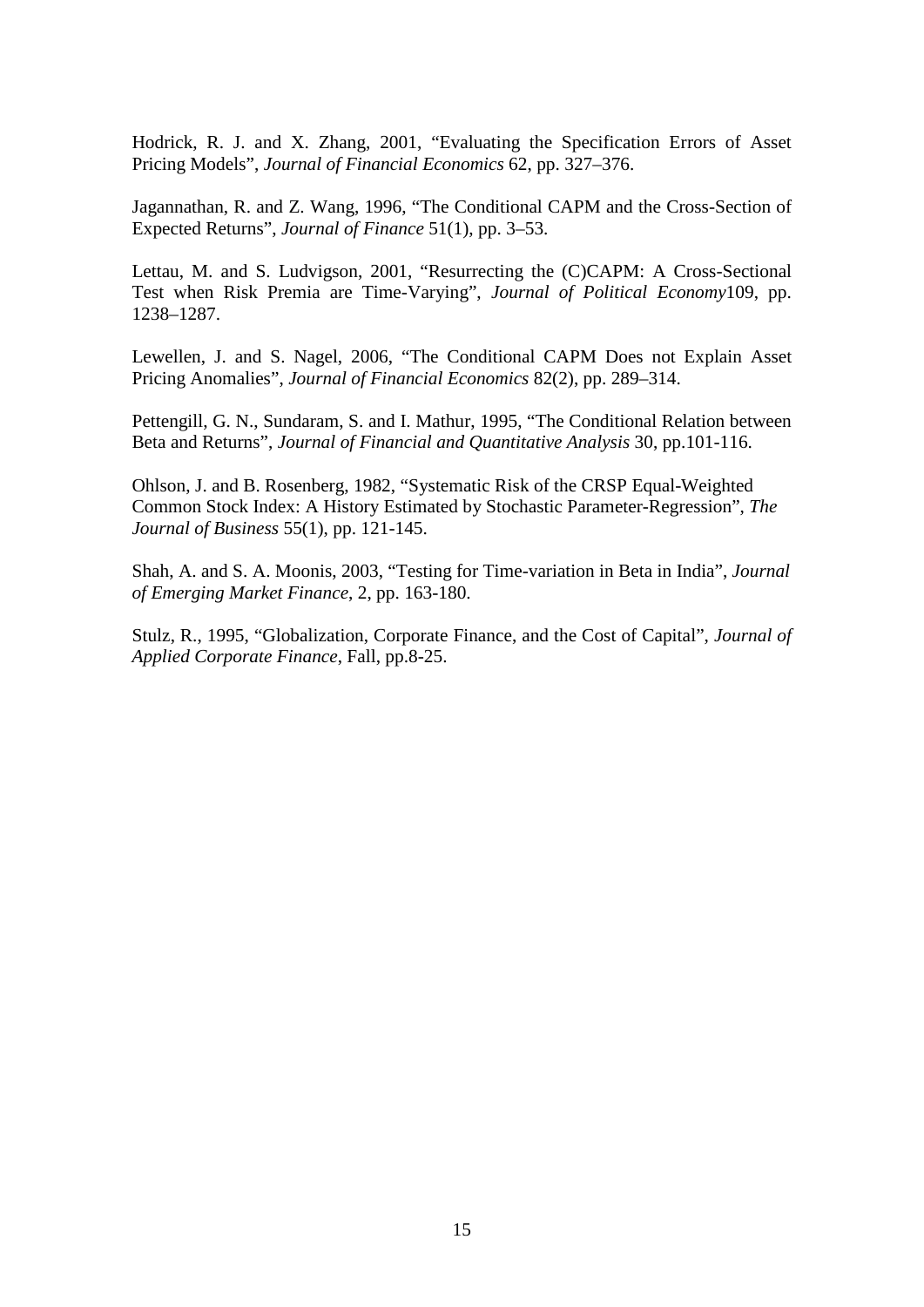Hodrick, R. J. and X. Zhang, 2001, "Evaluating the Specification Errors of Asset Pricing Models", *Journal of Financial Economics* 62, pp. 327–376.

Jagannathan, R. and Z. Wang, 1996, "The Conditional CAPM and the Cross-Section of Expected Returns", *Journal of Finance* 51(1), pp. 3–53.

Lettau, M. and S. Ludvigson, 2001, "Resurrecting the (C)CAPM: A Cross-Sectional Test when Risk Premia are Time-Varying", *Journal of Political Economy*109, pp. 1238–1287.

Lewellen, J. and S. Nagel, 2006, "The Conditional CAPM Does not Explain Asset Pricing Anomalies", *Journal of Financial Economics* 82(2), pp. 289–314.

Pettengill, G. N., Sundaram, S. and I. Mathur, 1995, "The Conditional Relation between Beta and Returns", *Journal of Financial and Quantitative Analysis* 30, pp.101-116.

Ohlson, J. and B. Rosenberg, 1982, "Systematic Risk of the CRSP Equal-Weighted Common Stock Index: A History Estimated by Stochastic Parameter-Regression", *The Journal of Business* 55(1), pp. 121-145.

Shah, A. and S. A. Moonis, 2003, "Testing for Time-variation in Beta in India", *Journal of Emerging Market Finance*, 2, pp. 163-180.

Stulz, R., 1995, "Globalization, Corporate Finance, and the Cost of Capital", *Journal of Applied Corporate Finance*, Fall, pp.8-25.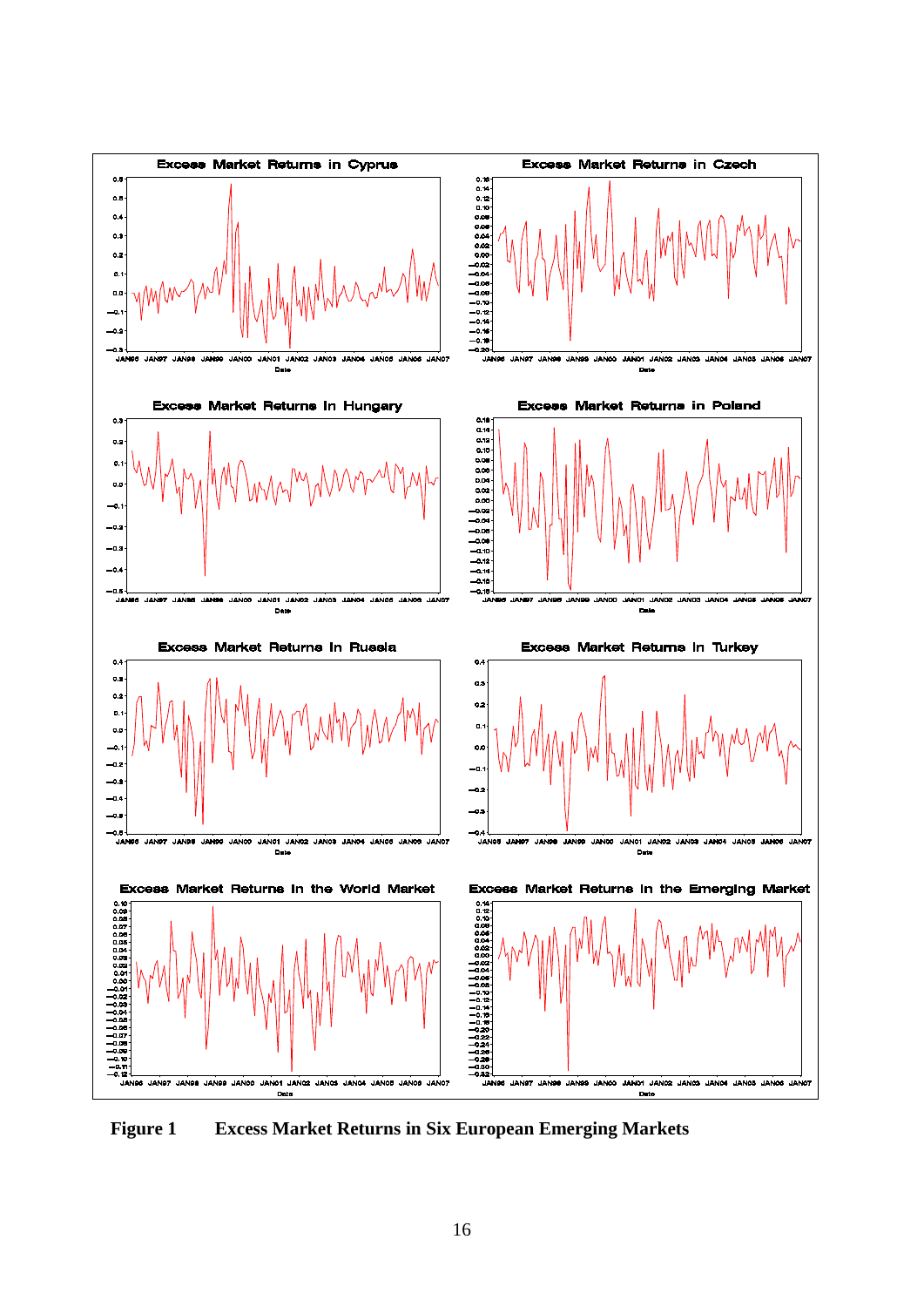**Figure 1 Excess Market Returns in Six European Emerging Markets**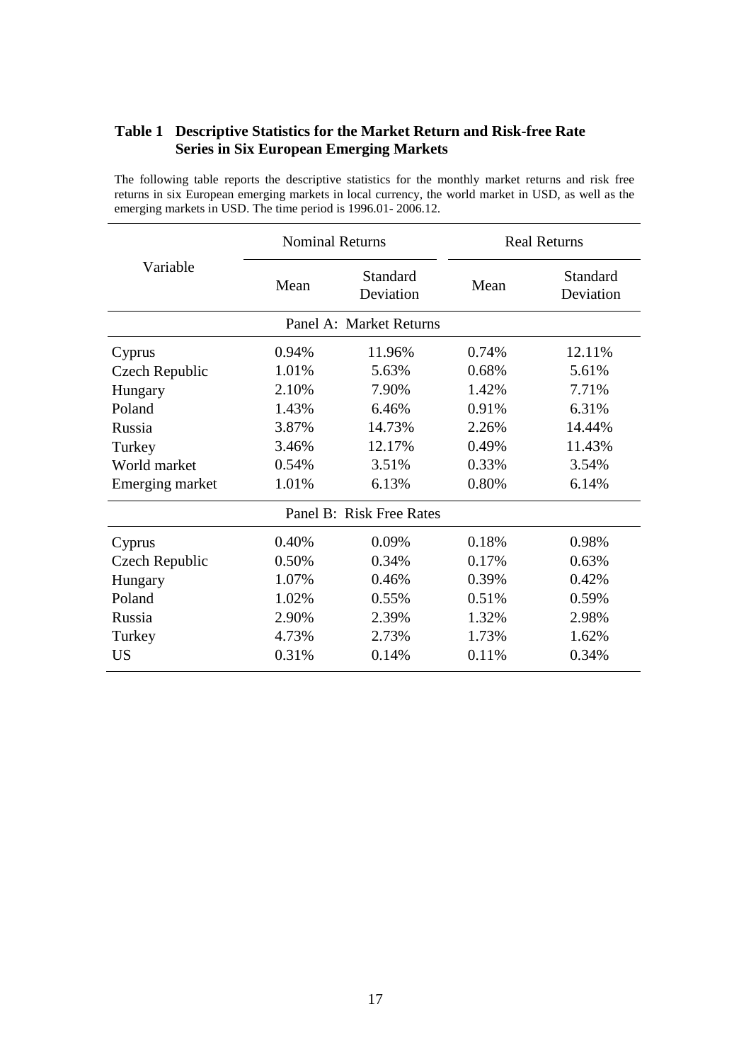**Table 1 Descriptive Statistics for the Market Return and Risk-free Rate Series in Six European Emerging Markets**

The following table reports the descriptive statistics for the monthly market returns and risk free returns in six European emerging markets in local currency, the world market in USD, as well as the emerging markets in USD. The time period is 1996.01- 2006.12.

| Variable | Nominal Returns | | Real Returns | |
|---|---|---|---|---|
| | Mean | Standard Deviation | Mean | Standard Deviation |
| **Panel A: Market Returns** | | | | |
| Cyprus | 0.94% | 11.96% | 0.74% | 12.11% |
| Czech Republic | 1.01% | 5.63% | 0.68% | 5.61% |
| Hungary | 2.10% | 7.90% | 1.42% | 7.71% |
| Poland | 1.43% | 6.46% | 0.91% | 6.31% |
| Russia | 3.87% | 14.73% | 2.26% | 14.44% |
| Turkey | 3.46% | 12.17% | 0.49% | 11.43% |
| World market | 0.54% | 3.51% | 0.33% | 3.54% |
| Emerging market | 1.01% | 6.13% | 0.80% | 6.14% |
| **Panel B: Risk Free Rates** | | | | |
| Cyprus | 0.40% | 0.09% | 0.18% | 0.98% |
| Czech Republic | 0.50% | 0.34% | 0.17% | 0.63% |
| Hungary | 1.07% | 0.46% | 0.39% | 0.42% |
| Poland | 1.02% | 0.55% | 0.51% | 0.59% |
| Russia | 2.90% | 2.39% | 1.32% | 2.98% |
| Turkey | 4.73% | 2.73% | 1.73% | 1.62% |
| US | 0.31% | 0.14% | 0.11% | 0.34% |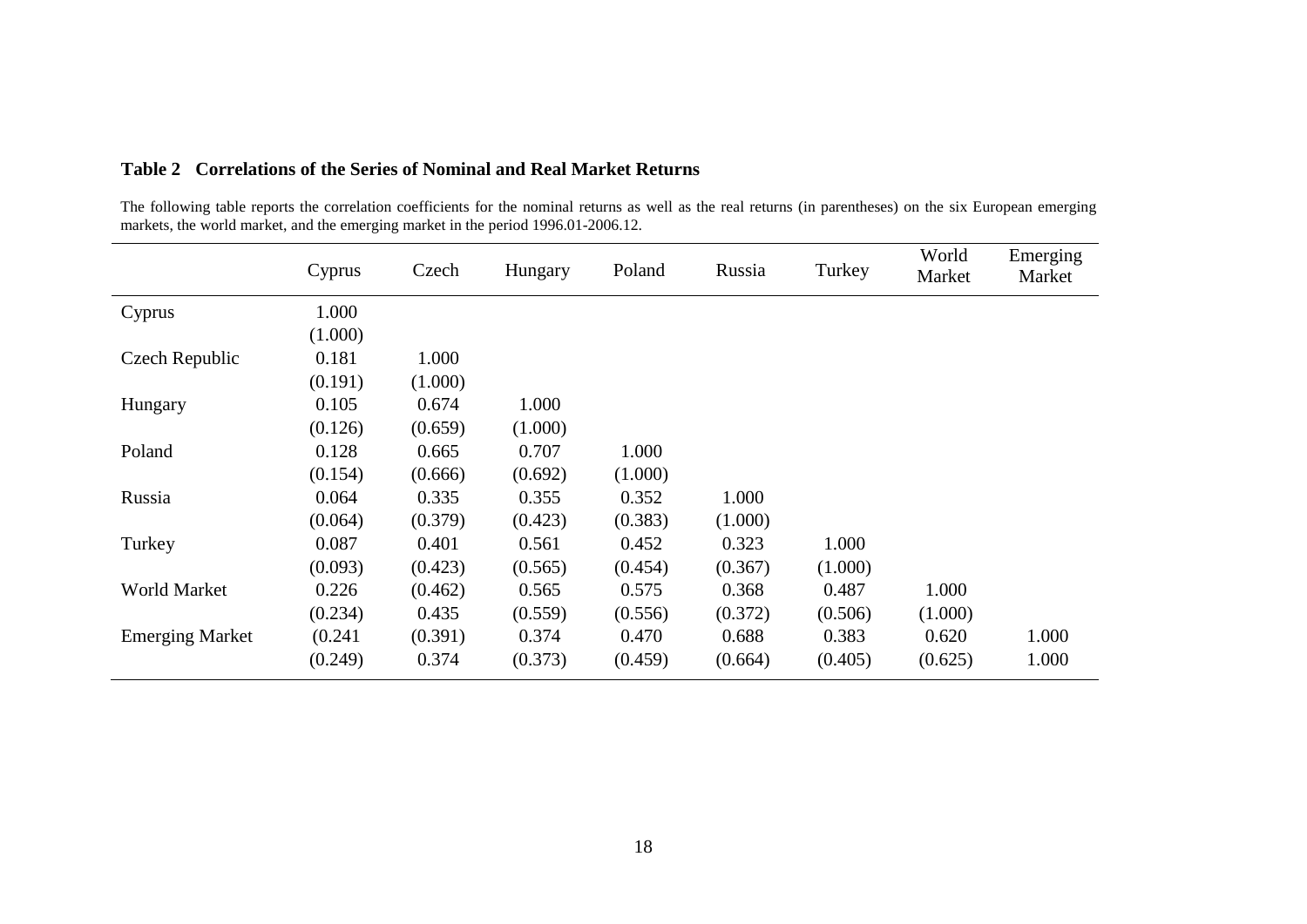**Table 2 Correlations of the Series of Nominal and Real Market Returns**

The following table reports the correlation coefficients for the nominal returns as well as the real returns (in parentheses) on the six European emerging markets, the world market, and the emerging market in the period 1996.01-2006.12.

| | Cyprus | Czech | Hungary | Poland | Russia | Turkey | World Market | Emerging Market |
|---|---|---|---|---|---|---|---|---|
| Cyprus | 1.000 | | | | | | | |
| | (1.000) | | | | | | | |
| Czech Republic | 0.181 | 1.000 | | | | | | |
| | (0.191) | (1.000) | | | | | | |
| Hungary | 0.105 | 0.674 | 1.000 | | | | | |
| | (0.126) | (0.659) | (1.000) | | | | | |
| Poland | 0.128 | 0.665 | 0.707 | 1.000 | | | | |
| | (0.154) | (0.666) | (0.692) | (1.000) | | | | |
| Russia | 0.064 | 0.335 | 0.355 | 0.352 | 1.000 | | | |
| | (0.064) | (0.379) | (0.423) | (0.383) | (1.000) | | | |
| Turkey | 0.087 | 0.401 | 0.561 | 0.452 | 0.323 | 1.000 | | |
| | (0.093) | (0.423) | (0.565) | (0.454) | (0.367) | (1.000) | | |
| World Market | 0.226 | (0.462) | 0.565 | 0.575 | 0.368 | 0.487 | 1.000 | |
| | (0.234) | 0.435 | (0.559) | (0.556) | (0.372) | (0.506) | (1.000) | |
| Emerging Market | (0.241 | (0.391) | 0.374 | 0.470 | 0.688 | 0.383 | 0.620 | 1.000 |
| | (0.249) | 0.374 | (0.373) | (0.459) | (0.664) | (0.405) | (0.625) | 1.000 |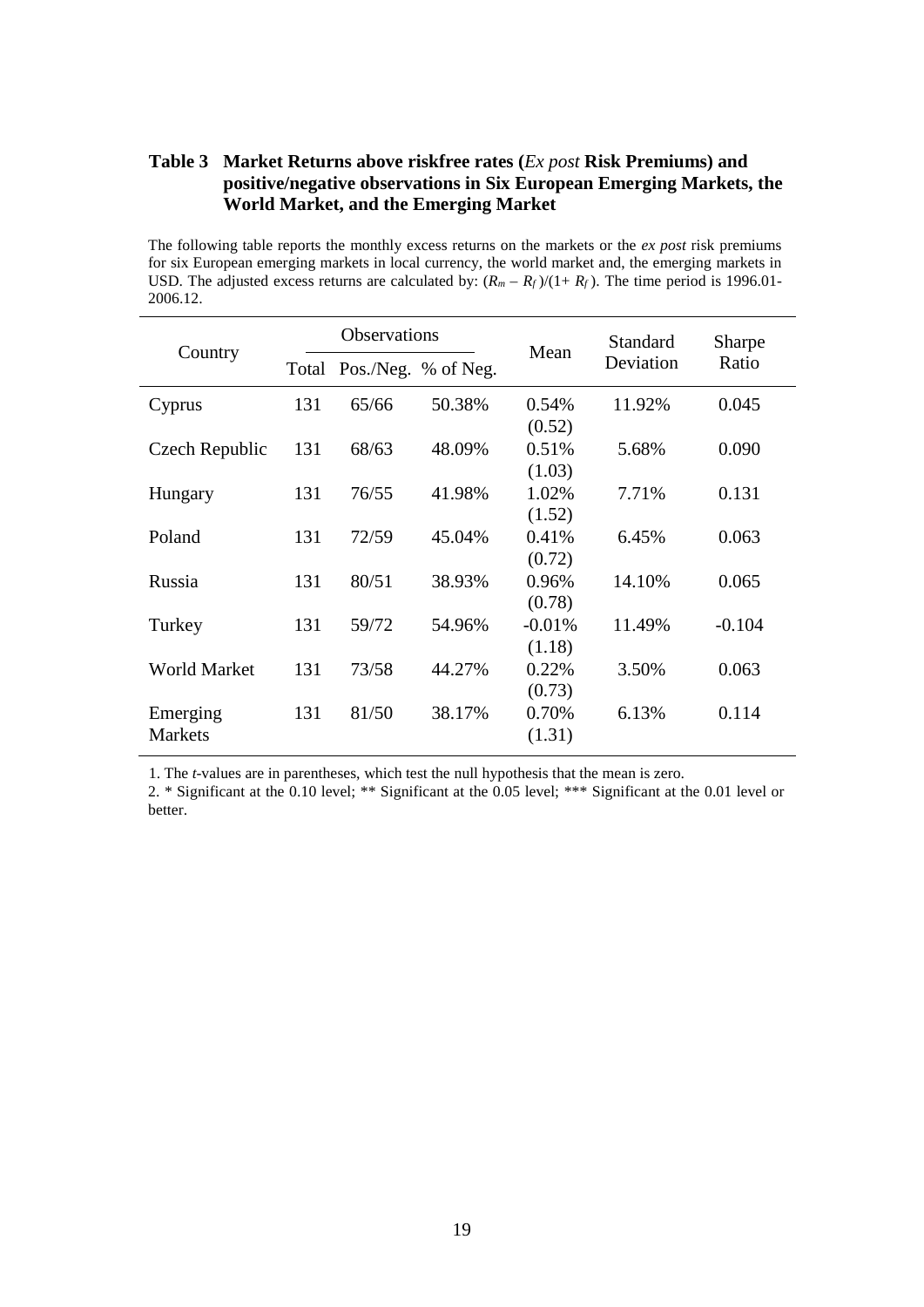**Table 3 Market Returns above riskfree rates (*Ex post* Risk Premiums) and positive/negative observations in Six European Emerging Markets, the World Market, and the Emerging Market**

The following table reports the monthly excess returns on the markets or the *ex post* risk premiums for six European emerging markets in local currency, the world market and, the emerging markets in USD. The adjusted excess returns are calculated by: $(R_m - R_f)/(1+ R_f)$. The time period is 1996.01-2006.12.

| Country | Observations | | | Mean | Standard Deviation | Sharpe Ratio |
|---|---|---|---|---|---|---|
| | Total | Pos./Neg. | % of Neg. | | | |
| Cyprus | 131 | 65/66 | 50.38% | 0.54% (0.52) | 11.92% | 0.045 |
| Czech Republic | 131 | 68/63 | 48.09% | 0.51% (1.03) | 5.68% | 0.090 |
| Hungary | 131 | 76/55 | 41.98% | 1.02% (1.52) | 7.71% | 0.131 |
| Poland | 131 | 72/59 | 45.04% | 0.41% (0.72) | 6.45% | 0.063 |
| Russia | 131 | 80/51 | 38.93% | 0.96% (0.78) | 14.10% | 0.065 |
| Turkey | 131 | 59/72 | 54.96% | -0.01% (1.18) | 11.49% | -0.104 |
| World Market | 131 | 73/58 | 44.27% | 0.22% (0.73) | 3.50% | 0.063 |
| Emerging Markets | 131 | 81/50 | 38.17% | 0.70% (1.31) | 6.13% | 0.114 |

1. The *t*-values are in parentheses, which test the null hypothesis that the mean is zero.

2. * Significant at the 0.10 level; ** Significant at the 0.05 level; *** Significant at the 0.01 level or better.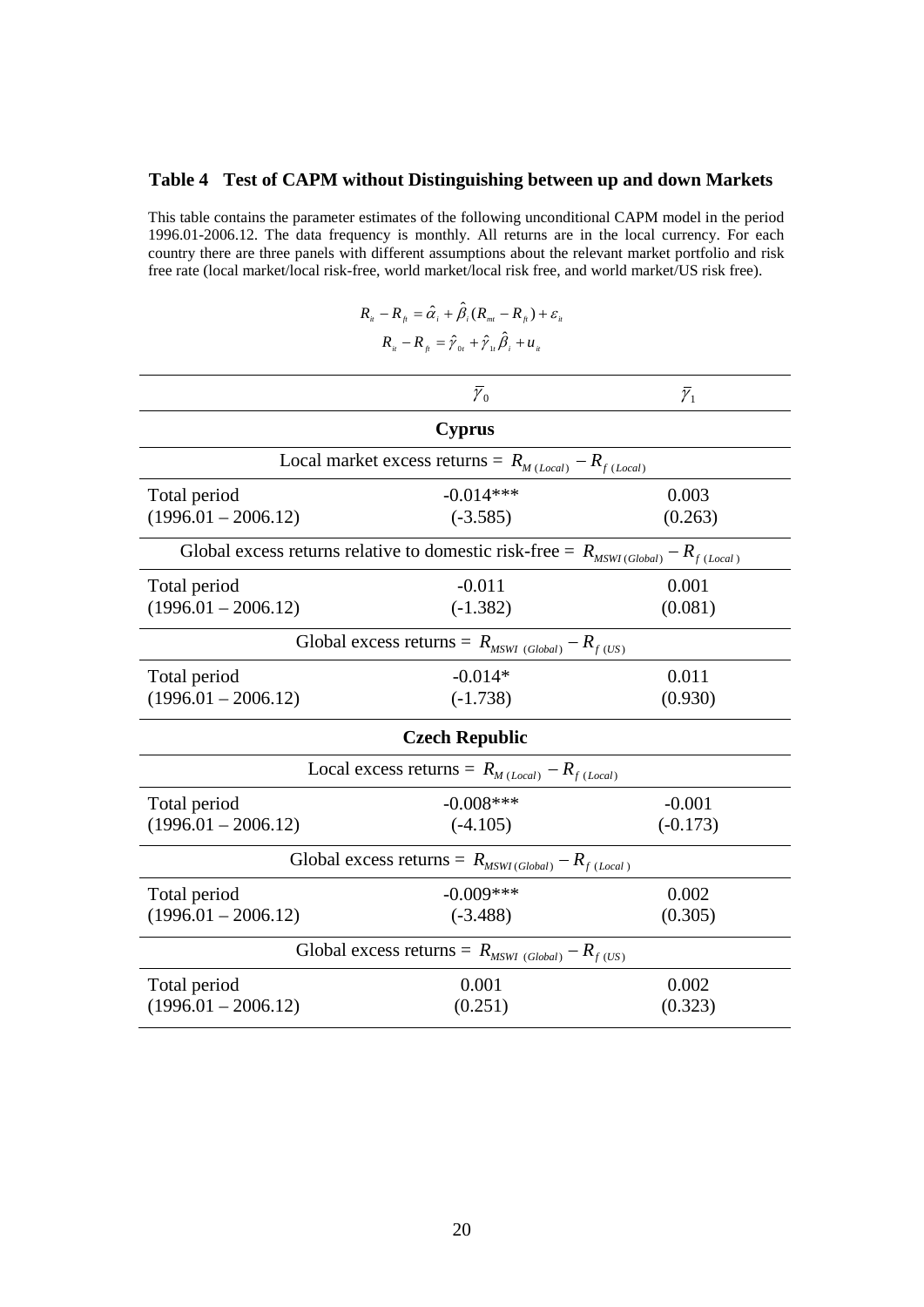**Table 4 Test of CAPM without Distinguishing between up and down Markets**

This table contains the parameter estimates of the following unconditional CAPM model in the period 1996.01-2006.12. The data frequency is monthly. All returns are in the local currency. For each country there are three panels with different assumptions about the relevant market portfolio and risk free rate (local market/local risk-free, world market/local risk free, and world market/US risk free).

$$R_{it} - R_{ft} = \hat{\alpha}_i + \hat{\beta}_i (R_{mt} - R_{ft}) + \varepsilon_{it}$$

$$R_{it} - R_{ft} = \hat{\gamma}_{0t} + \hat{\gamma}_{1t} \hat{\beta}_i + u_{it}$$

| | $\bar{\gamma}_0$ | $\bar{\gamma}_1$ |
|---|---|---|
| **Cyprus** | | |
| Local market excess returns = $R_{M\,(Local)} - R_{f\,(Local)}$ | | |
| Total period (1996.01 – 2006.12) | -0.014*** (-3.585) | 0.003 (0.263) |
| Global excess returns relative to domestic risk-free = $R_{MSWI\,(Global)} - R_{f\,(Local)}$ | | |
| Total period (1996.01 – 2006.12) | -0.011 (-1.382) | 0.001 (0.081) |
| Global excess returns = $R_{MSWI\,(Global)} - R_{f\,(US)}$ | | |
| Total period (1996.01 – 2006.12) | -0.014* (-1.738) | 0.011 (0.930) |
| **Czech Republic** | | |
| Local excess returns = $R_{M\,(Local)} - R_{f\,(Local)}$ | | |
| Total period (1996.01 – 2006.12) | -0.008*** (-4.105) | -0.001 (-0.173) |
| Global excess returns = $R_{MSWI\,(Global)} - R_{f\,(Local)}$ | | |
| Total period (1996.01 – 2006.12) | -0.009*** (-3.488) | 0.002 (0.305) |
| Global excess returns = $R_{MSWI\,(Global)} - R_{f\,(US)}$ | | |
| Total period (1996.01 – 2006.12) | 0.001 (0.251) | 0.002 (0.323) |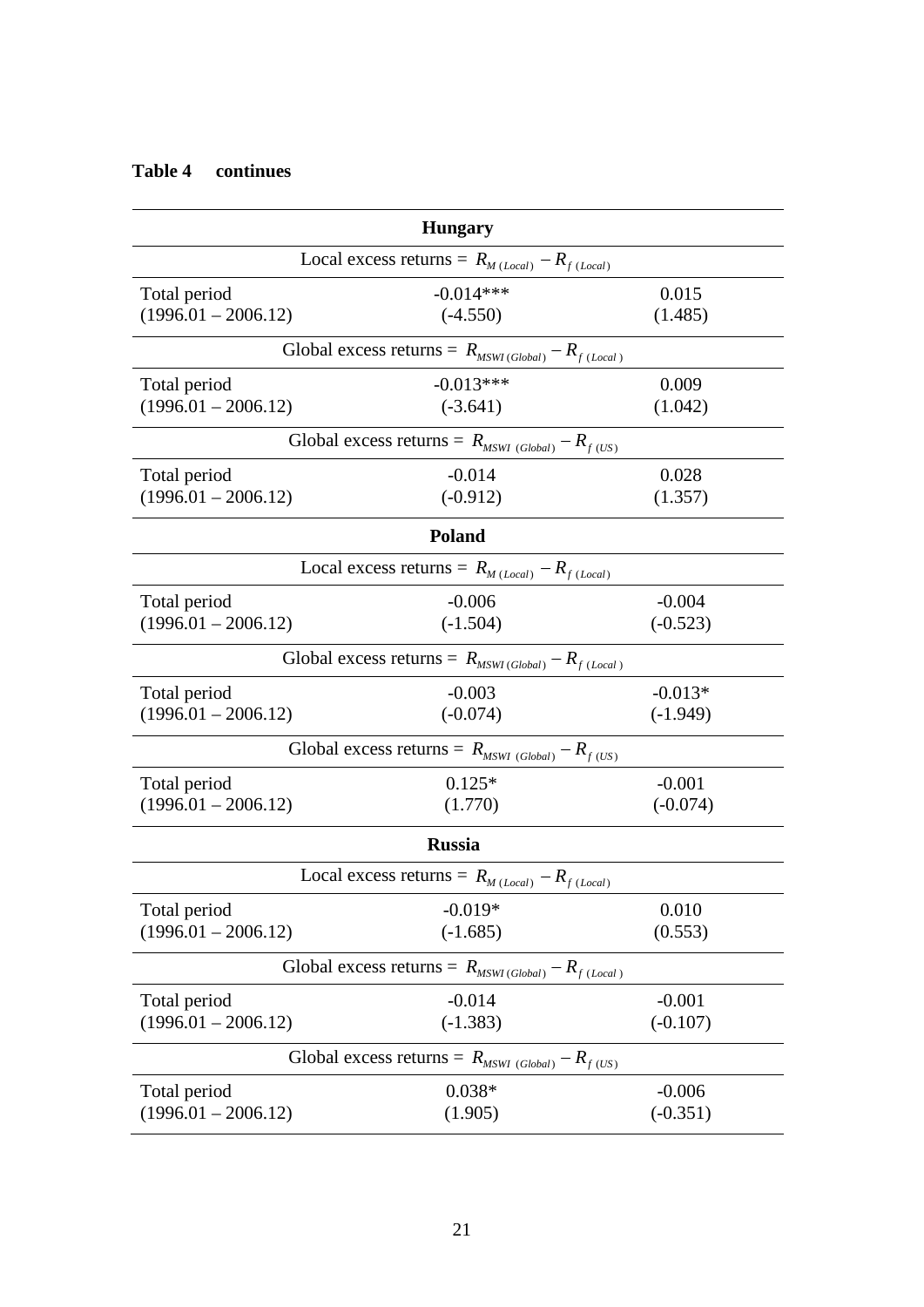**Table 4 continues**

| | | |
|---|---|---|
| **Hungary** | | |
| Local excess returns = $R_{M\,(Local)} - R_{f\,(Local)}$ | | |
| Total period (1996.01 – 2006.12) | -0.014*** (-4.550) | 0.015 (1.485) |
| Global excess returns = $R_{MSWI\,(Global)} - R_{f\,(Local)}$ | | |
| Total period (1996.01 – 2006.12) | -0.013*** (-3.641) | 0.009 (1.042) |
| Global excess returns = $R_{MSWI\,(Global)} - R_{f\,(US)}$ | | |
| Total period (1996.01 – 2006.12) | -0.014 (-0.912) | 0.028 (1.357) |
| **Poland** | | |
| Local excess returns = $R_{M\,(Local)} - R_{f\,(Local)}$ | | |
| Total period (1996.01 – 2006.12) | -0.006 (-1.504) | -0.004 (-0.523) |
| Global excess returns = $R_{MSWI\,(Global)} - R_{f\,(Local)}$ | | |
| Total period (1996.01 – 2006.12) | -0.003 (-0.074) | -0.013* (-1.949) |
| Global excess returns = $R_{MSWI\,(Global)} - R_{f\,(US)}$ | | |
| Total period (1996.01 – 2006.12) | 0.125* (1.770) | -0.001 (-0.074) |
| **Russia** | | |
| Local excess returns = $R_{M\,(Local)} - R_{f\,(Local)}$ | | |
| Total period (1996.01 – 2006.12) | -0.019* (-1.685) | 0.010 (0.553) |
| Global excess returns = $R_{MSWI\,(Global)} - R_{f\,(Local)}$ | | |
| Total period (1996.01 – 2006.12) | -0.014 (-1.383) | -0.001 (-0.107) |
| Global excess returns = $R_{MSWI\,(Global)} - R_{f\,(US)}$ | | |
| Total period (1996.01 – 2006.12) | 0.038* (1.905) | -0.006 (-0.351) |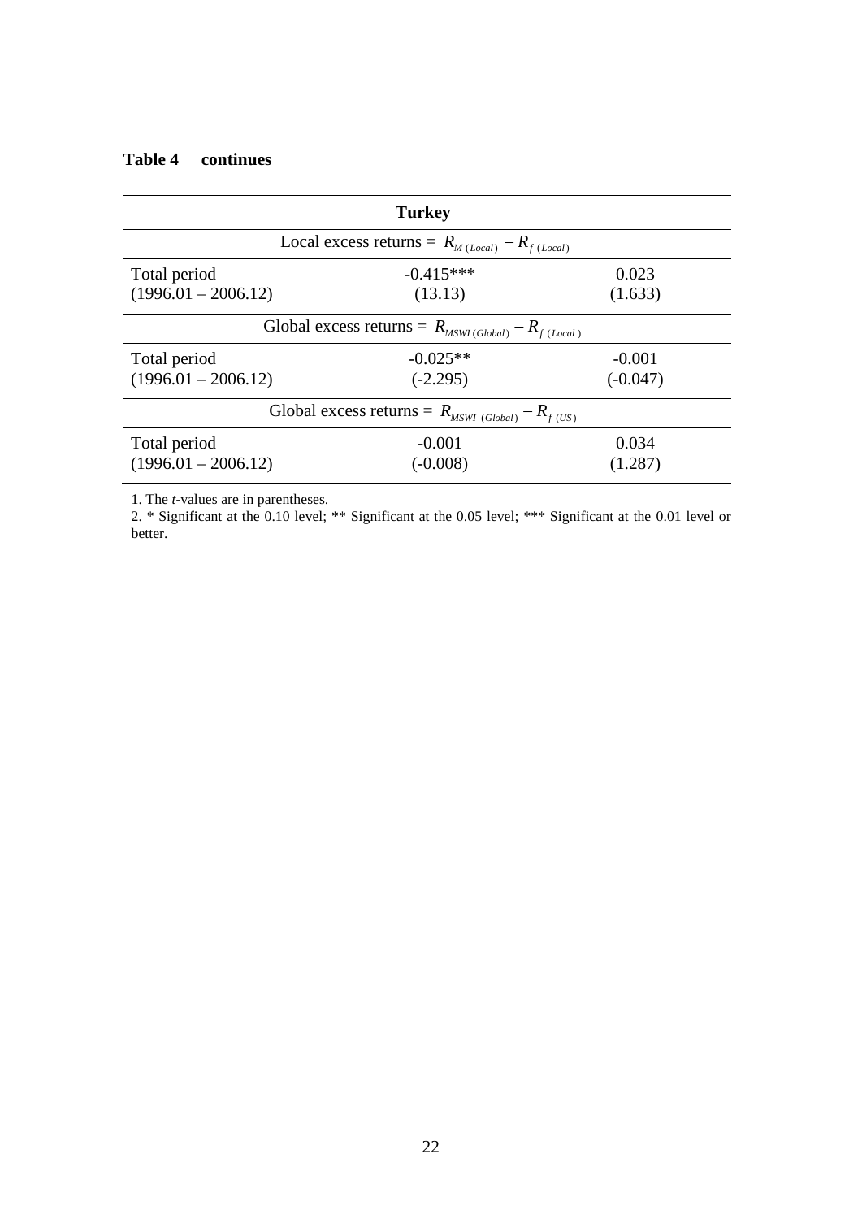**Table 4 continues**

| Turkey | | |
|---|---|---|
| Local excess returns = $R_{M\,(Local)} - R_{f\,(Local)}$ | | |
| Total period<br>(1996.01 – 2006.12) | -0.415***<br>(13.13) | 0.023<br>(1.633) |
| Global excess returns = $R_{MSWI\,(Global)} - R_{f\,(Local)}$ | | |
| Total period<br>(1996.01 – 2006.12) | -0.025**<br>(-2.295) | -0.001<br>(-0.047) |
| Global excess returns = $R_{MSWI\,(Global)} - R_{f\,(US)}$ | | |
| Total period<br>(1996.01 – 2006.12) | -0.001<br>(-0.008) | 0.034<br>(1.287) |

1. The *t*-values are in parentheses.
2. * Significant at the 0.10 level; ** Significant at the 0.05 level; *** Significant at the 0.01 level or better.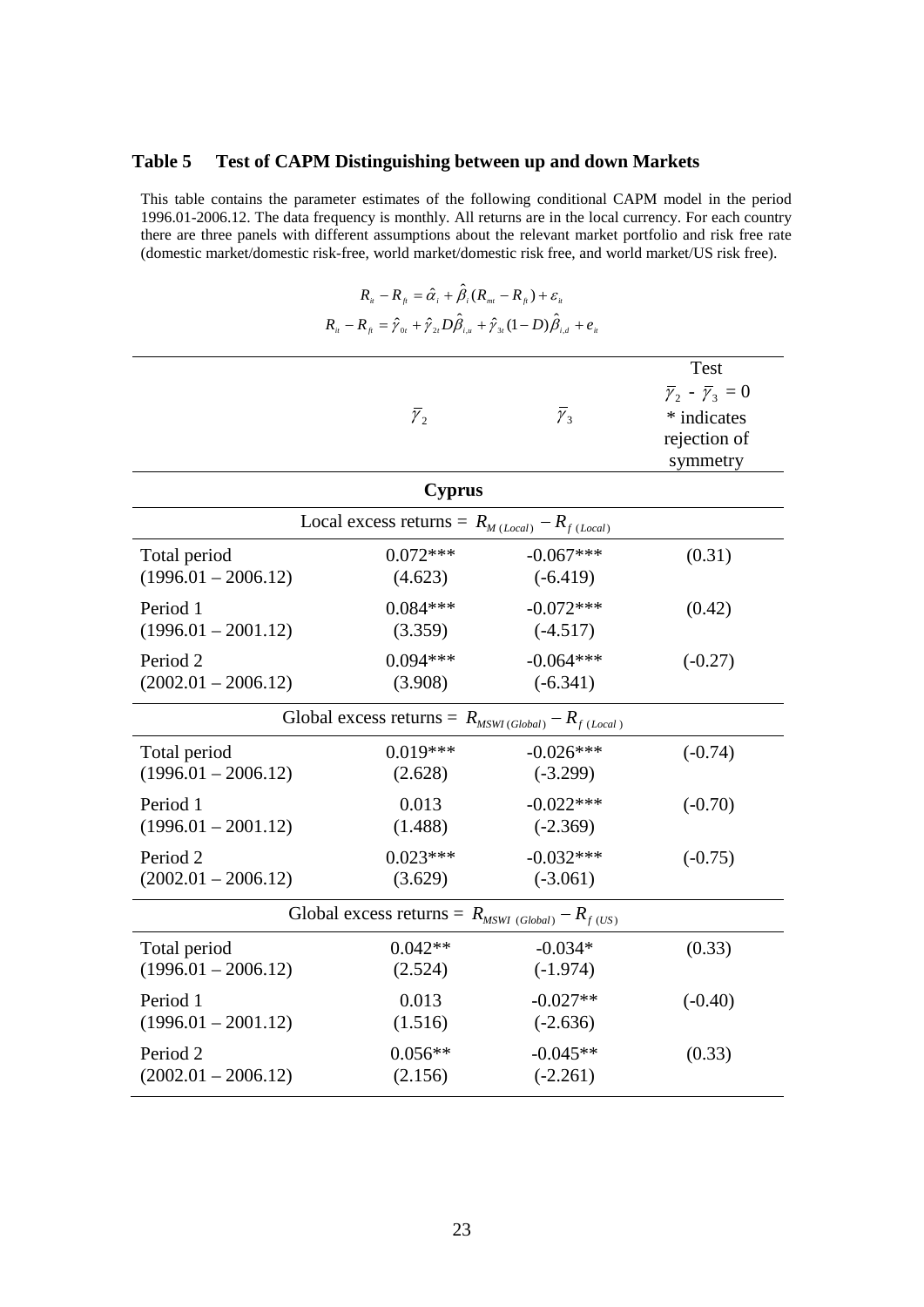## Table 5 Test of CAPM Distinguishing between up and down Markets

This table contains the parameter estimates of the following conditional CAPM model in the period 1996.01-2006.12. The data frequency is monthly. All returns are in the local currency. For each country there are three panels with different assumptions about the relevant market portfolio and risk free rate (domestic market/domestic risk-free, world market/domestic risk free, and world market/US risk free).

$$R_{it} - R_{ft} = \hat{\alpha}_i + \hat{\beta}_i (R_{mt} - R_{ft}) + \varepsilon_{it}$$

$$R_{it} - R_{ft} = \hat{\gamma}_{0t} + \hat{\gamma}_{2t} D\hat{\beta}_{i,u} + \hat{\gamma}_{3t} (1-D)\hat{\beta}_{i,d} + e_{it}$$

| | $\bar{\gamma}_2$ | $\bar{\gamma}_3$ | Test $\bar{\gamma}_2 - \bar{\gamma}_3 = 0$ * indicates rejection of symmetry |
|---|---|---|---|
| **Cyprus** | | | |
| Local excess returns = $R_{M\,(Local)} - R_{f\,(Local)}$ | | | |
| Total period (1996.01 – 2006.12) | 0.072*** (4.623) | -0.067*** (-6.419) | (0.31) |
| Period 1 (1996.01 – 2001.12) | 0.084*** (3.359) | -0.072*** (-4.517) | (0.42) |
| Period 2 (2002.01 – 2006.12) | 0.094*** (3.908) | -0.064*** (-6.341) | (-0.27) |
| Global excess returns = $R_{MSWI\,(Global)} - R_{f\,(Local)}$ | | | |
| Total period (1996.01 – 2006.12) | 0.019*** (2.628) | -0.026*** (-3.299) | (-0.74) |
| Period 1 (1996.01 – 2001.12) | 0.013 (1.488) | -0.022*** (-2.369) | (-0.70) |
| Period 2 (2002.01 – 2006.12) | 0.023*** (3.629) | -0.032*** (-3.061) | (-0.75) |
| Global excess returns = $R_{MSWI\,(Global)} - R_{f\,(US)}$ | | | |
| Total period (1996.01 – 2006.12) | 0.042** (2.524) | -0.034* (-1.974) | (0.33) |
| Period 1 (1996.01 – 2001.12) | 0.013 (1.516) | -0.027** (-2.636) | (-0.40) |
| Period 2 (2002.01 – 2006.12) | 0.056** (2.156) | -0.045** (-2.261) | (0.33) |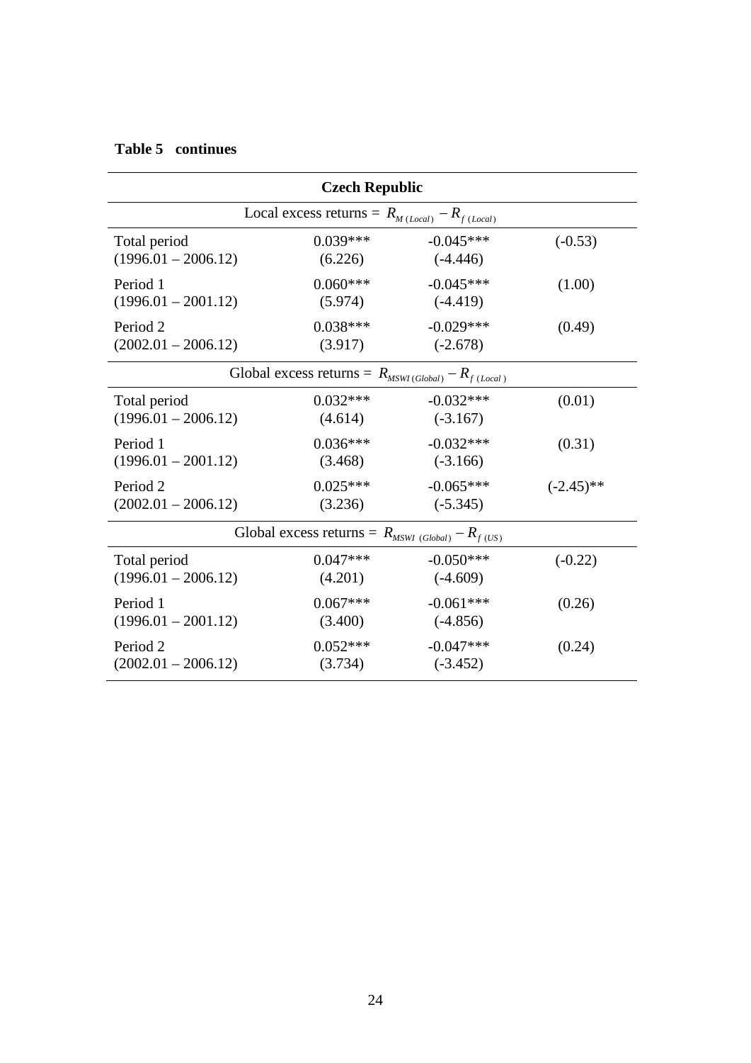**Table 5 continues**

| Czech Republic | | | |
|---|---|---|---|
| Local excess returns = $R_{M\,(Local)} - R_{f\,(Local)}$ | | | |
| Total period (1996.01 – 2006.12) | 0.039*** (6.226) | -0.045*** (-4.446) | (-0.53) |
| Period 1 (1996.01 – 2001.12) | 0.060*** (5.974) | -0.045*** (-4.419) | (1.00) |
| Period 2 (2002.01 – 2006.12) | 0.038*** (3.917) | -0.029*** (-2.678) | (0.49) |
| Global excess returns = $R_{MSWI\,(Global)} - R_{f\,(Local)}$ | | | |
| Total period (1996.01 – 2006.12) | 0.032*** (4.614) | -0.032*** (-3.167) | (0.01) |
| Period 1 (1996.01 – 2001.12) | 0.036*** (3.468) | -0.032*** (-3.166) | (0.31) |
| Period 2 (2002.01 – 2006.12) | 0.025*** (3.236) | -0.065*** (-5.345) | (-2.45)** |
| Global excess returns = $R_{MSWI\,(Global)} - R_{f\,(US)}$ | | | |
| Total period (1996.01 – 2006.12) | 0.047*** (4.201) | -0.050*** (-4.609) | (-0.22) |
| Period 1 (1996.01 – 2001.12) | 0.067*** (3.400) | -0.061*** (-4.856) | (0.26) |
| Period 2 (2002.01 – 2006.12) | 0.052*** (3.734) | -0.047*** (-3.452) | (0.24) |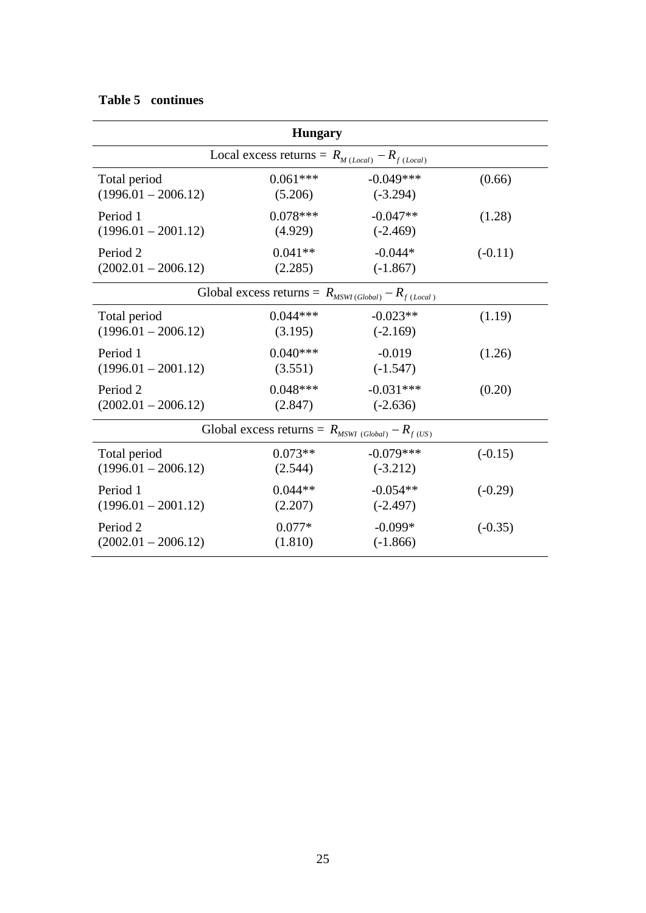**Table 5 continues**

| Hungary | | | |
|---|---|---|---|
| Local excess returns = $R_{M\,(Local)} - R_{f\,(Local)}$ | | | |
| Total period<br>(1996.01 – 2006.12) | 0.061***<br>(5.206) | -0.049***<br>(-3.294) | (0.66) |
| Period 1<br>(1996.01 – 2001.12) | 0.078***<br>(4.929) | -0.047**<br>(-2.469) | (1.28) |
| Period 2<br>(2002.01 – 2006.12) | 0.041**<br>(2.285) | -0.044*<br>(-1.867) | (-0.11) |
| Global excess returns = $R_{MSWI\,(Global)} - R_{f\,(Local)}$ | | | |
| Total period<br>(1996.01 – 2006.12) | 0.044***<br>(3.195) | -0.023**<br>(-2.169) | (1.19) |
| Period 1<br>(1996.01 – 2001.12) | 0.040***<br>(3.551) | -0.019<br>(-1.547) | (1.26) |
| Period 2<br>(2002.01 – 2006.12) | 0.048***<br>(2.847) | -0.031***<br>(-2.636) | (0.20) |
| Global excess returns = $R_{MSWI\,(Global)} - R_{f\,(US)}$ | | | |
| Total period<br>(1996.01 – 2006.12) | 0.073**<br>(2.544) | -0.079***<br>(-3.212) | (-0.15) |
| Period 1<br>(1996.01 – 2001.12) | 0.044**<br>(2.207) | -0.054**<br>(-2.497) | (-0.29) |
| Period 2<br>(2002.01 – 2006.12) | 0.077*<br>(1.810) | -0.099*<br>(-1.866) | (-0.35) |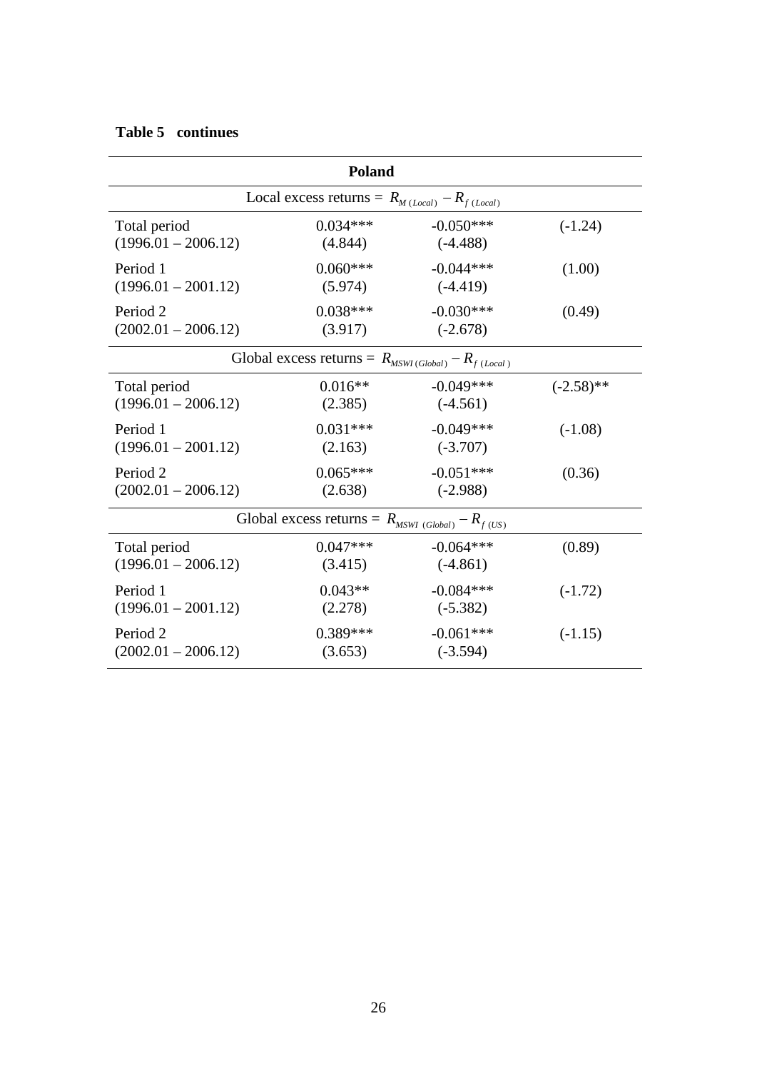**Table 5 continues**

| Poland | | | |
|---|---|---|---|
| Local excess returns = $R_{M\,(Local)} - R_{f\,(Local)}$ | | | |
| Total period (1996.01 – 2006.12) | 0.034*** (4.844) | -0.050*** (-4.488) | (-1.24) |
| Period 1 (1996.01 – 2001.12) | 0.060*** (5.974) | -0.044*** (-4.419) | (1.00) |
| Period 2 (2002.01 – 2006.12) | 0.038*** (3.917) | -0.030*** (-2.678) | (0.49) |
| Global excess returns = $R_{MSWI\,(Global)} - R_{f\,(Local)}$ | | | |
| Total period (1996.01 – 2006.12) | 0.016** (2.385) | -0.049*** (-4.561) | (-2.58)** |
| Period 1 (1996.01 – 2001.12) | 0.031*** (2.163) | -0.049*** (-3.707) | (-1.08) |
| Period 2 (2002.01 – 2006.12) | 0.065*** (2.638) | -0.051*** (-2.988) | (0.36) |
| Global excess returns = $R_{MSWI\,(Global)} - R_{f\,(US)}$ | | | |
| Total period (1996.01 – 2006.12) | 0.047*** (3.415) | -0.064*** (-4.861) | (0.89) |
| Period 1 (1996.01 – 2001.12) | 0.043** (2.278) | -0.084*** (-5.382) | (-1.72) |
| Period 2 (2002.01 – 2006.12) | 0.389*** (3.653) | -0.061*** (-3.594) | (-1.15) |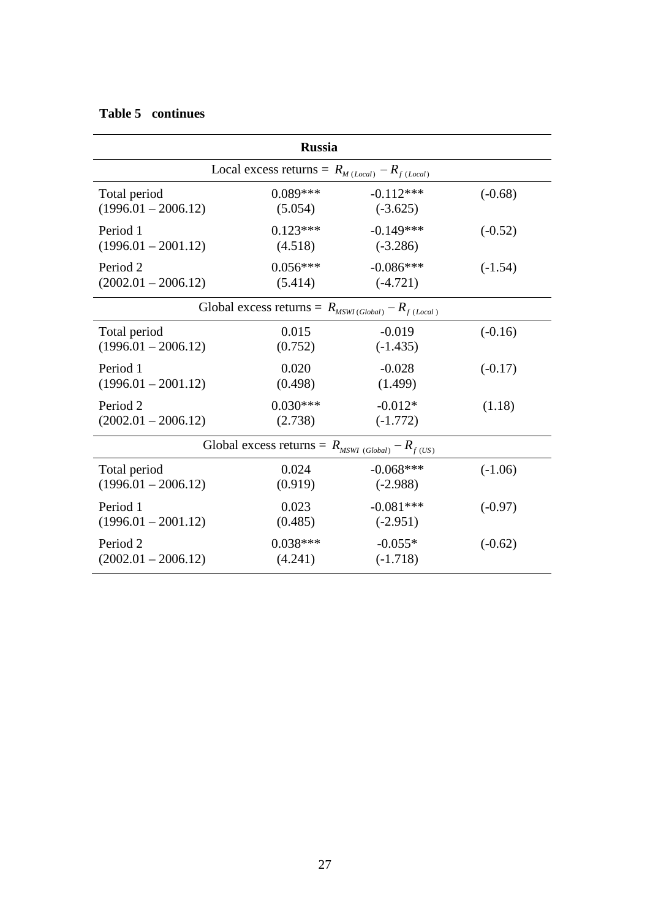**Table 5 continues**

| Russia | | | |
|---|---|---|---|
| Local excess returns = $R_{M\,(Local)} - R_{f\,(Local)}$ | | | |
| Total period (1996.01 – 2006.12) | 0.089*** (5.054) | -0.112*** (-3.625) | (-0.68) |
| Period 1 (1996.01 – 2001.12) | 0.123*** (4.518) | -0.149*** (-3.286) | (-0.52) |
| Period 2 (2002.01 – 2006.12) | 0.056*** (5.414) | -0.086*** (-4.721) | (-1.54) |
| Global excess returns = $R_{MSWI\,(Global)} - R_{f\,(Local)}$ | | | |
| Total period (1996.01 – 2006.12) | 0.015 (0.752) | -0.019 (-1.435) | (-0.16) |
| Period 1 (1996.01 – 2001.12) | 0.020 (0.498) | -0.028 (1.499) | (-0.17) |
| Period 2 (2002.01 – 2006.12) | 0.030*** (2.738) | -0.012* (-1.772) | (1.18) |
| Global excess returns = $R_{MSWI\,(Global)} - R_{f\,(US)}$ | | | |
| Total period (1996.01 – 2006.12) | 0.024 (0.919) | -0.068*** (-2.988) | (-1.06) |
| Period 1 (1996.01 – 2001.12) | 0.023 (0.485) | -0.081*** (-2.951) | (-0.97) |
| Period 2 (2002.01 – 2006.12) | 0.038*** (4.241) | -0.055* (-1.718) | (-0.62) |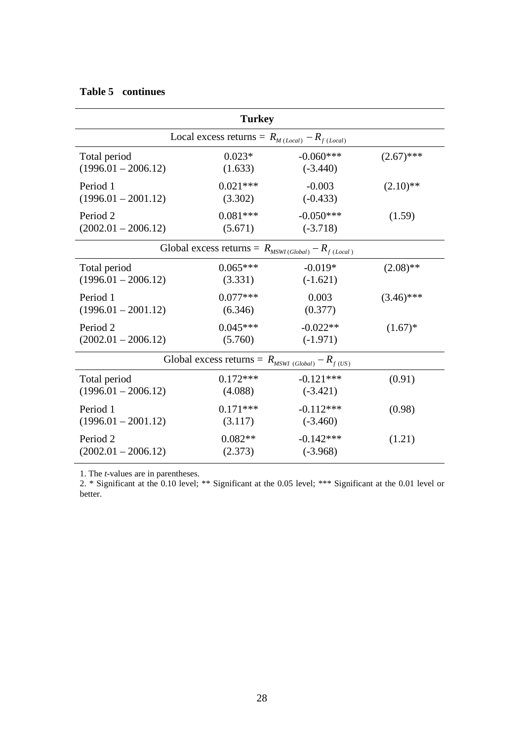**Table 5 continues**

| | | | |
|---|---|---|---|
| **Turkey** | | | |
| Local excess returns = $R_{M\,(Local)} - R_{f\,(Local)}$ | | | |
| Total period (1996.01 – 2006.12) | 0.023* (1.633) | -0.060*** (-3.440) | (2.67)*** |
| Period 1 (1996.01 – 2001.12) | 0.021*** (3.302) | -0.003 (-0.433) | (2.10)** |
| Period 2 (2002.01 – 2006.12) | 0.081*** (5.671) | -0.050*** (-3.718) | (1.59) |
| Global excess returns = $R_{MSWI\,(Global)} - R_{f\,(Local)}$ | | | |
| Total period (1996.01 – 2006.12) | 0.065*** (3.331) | -0.019* (-1.621) | (2.08)** |
| Period 1 (1996.01 – 2001.12) | 0.077*** (6.346) | 0.003 (0.377) | (3.46)*** |
| Period 2 (2002.01 – 2006.12) | 0.045*** (5.760) | -0.022** (-1.971) | (1.67)* |
| Global excess returns = $R_{MSWI\,(Global)} - R_{f\,(US)}$ | | | |
| Total period (1996.01 – 2006.12) | 0.172*** (4.088) | -0.121*** (-3.421) | (0.91) |
| Period 1 (1996.01 – 2001.12) | 0.171*** (3.117) | -0.112*** (-3.460) | (0.98) |
| Period 2 (2002.01 – 2006.12) | 0.082** (2.373) | -0.142*** (-3.968) | (1.21) |

1. The *t*-values are in parentheses.
2. * Significant at the 0.10 level; ** Significant at the 0.05 level; *** Significant at the 0.01 level or better.